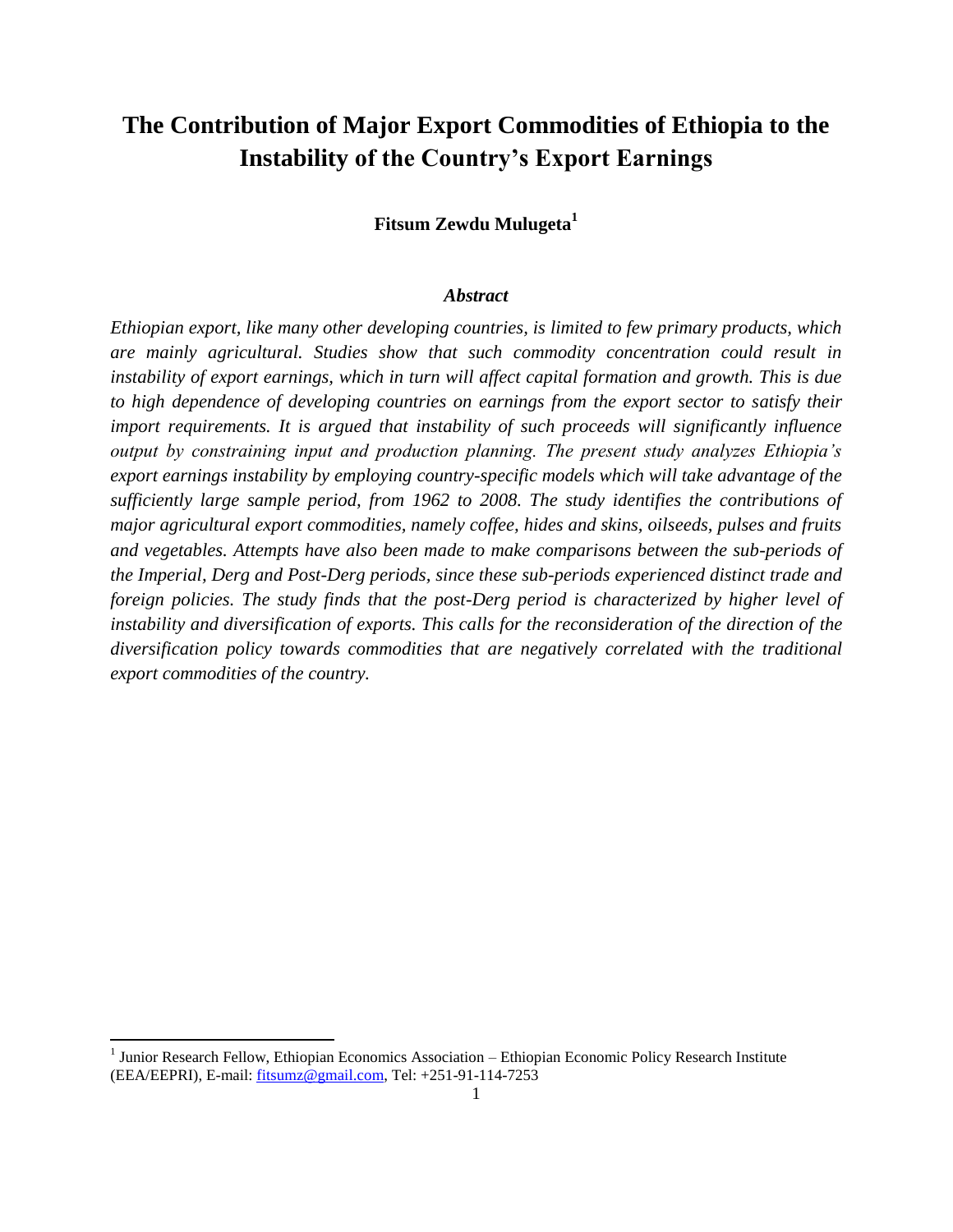# The Contribution of Major Export Commodities of Ethiopia to the Instability of the Country's Export Earnings

**Fitsum Zewdu Mulugeta**[1]

### *Abstract*

*Ethiopian export, like many other developing countries, is limited to few primary products, which are mainly agricultural. Studies show that such commodity concentration could result in instability of export earnings, which in turn will affect capital formation and growth. This is due to high dependence of developing countries on earnings from the export sector to satisfy their import requirements. It is argued that instability of such proceeds will significantly influence output by constraining input and production planning. The present study analyzes Ethiopia's export earnings instability by employing country-specific models which will take advantage of the sufficiently large sample period, from 1962 to 2008. The study identifies the contributions of major agricultural export commodities, namely coffee, hides and skins, oilseeds, pulses and fruits and vegetables. Attempts have also been made to make comparisons between the sub-periods of the Imperial, Derg and Post-Derg periods, since these sub-periods experienced distinct trade and foreign policies. The study finds that the post-Derg period is characterized by higher level of instability and diversification of exports. This calls for the reconsideration of the direction of the diversification policy towards commodities that are negatively correlated with the traditional export commodities of the country.*

---

[1] Junior Research Fellow, Ethiopian Economics Association – Ethiopian Economic Policy Research Institute (EEA/EEPRI), E-mail: fitsumz@gmail.com, Tel: +251-91-114-7253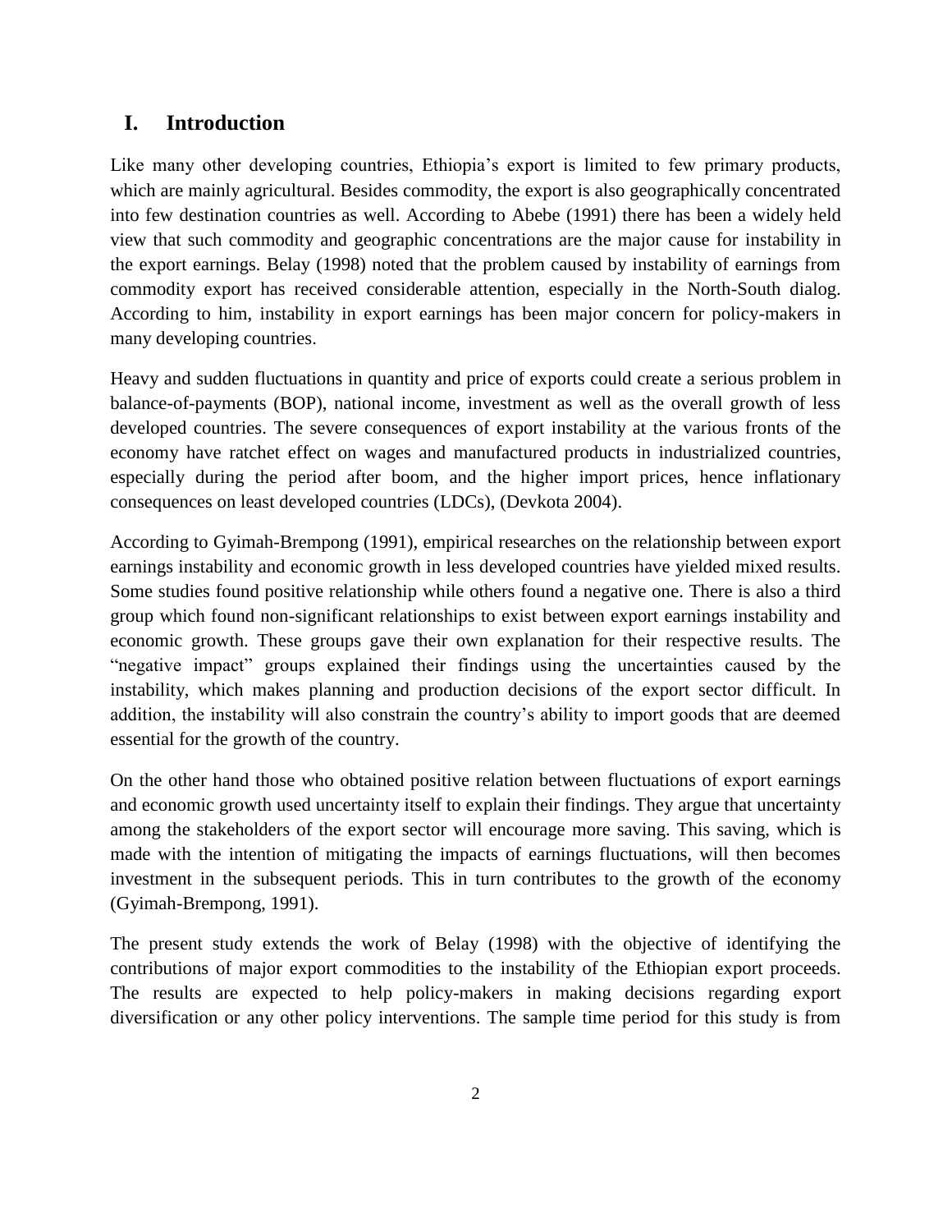## I. Introduction

Like many other developing countries, Ethiopia's export is limited to few primary products, which are mainly agricultural. Besides commodity, the export is also geographically concentrated into few destination countries as well. According to Abebe (1991) there has been a widely held view that such commodity and geographic concentrations are the major cause for instability in the export earnings. Belay (1998) noted that the problem caused by instability of earnings from commodity export has received considerable attention, especially in the North-South dialog. According to him, instability in export earnings has been major concern for policy-makers in many developing countries.

Heavy and sudden fluctuations in quantity and price of exports could create a serious problem in balance-of-payments (BOP), national income, investment as well as the overall growth of less developed countries. The severe consequences of export instability at the various fronts of the economy have ratchet effect on wages and manufactured products in industrialized countries, especially during the period after boom, and the higher import prices, hence inflationary consequences on least developed countries (LDCs), (Devkota 2004).

According to Gyimah-Brempong (1991), empirical researches on the relationship between export earnings instability and economic growth in less developed countries have yielded mixed results. Some studies found positive relationship while others found a negative one. There is also a third group which found non-significant relationships to exist between export earnings instability and economic growth. These groups gave their own explanation for their respective results. The "negative impact" groups explained their findings using the uncertainties caused by the instability, which makes planning and production decisions of the export sector difficult. In addition, the instability will also constrain the country's ability to import goods that are deemed essential for the growth of the country.

On the other hand those who obtained positive relation between fluctuations of export earnings and economic growth used uncertainty itself to explain their findings. They argue that uncertainty among the stakeholders of the export sector will encourage more saving. This saving, which is made with the intention of mitigating the impacts of earnings fluctuations, will then becomes investment in the subsequent periods. This in turn contributes to the growth of the economy (Gyimah-Brempong, 1991).

The present study extends the work of Belay (1998) with the objective of identifying the contributions of major export commodities to the instability of the Ethiopian export proceeds. The results are expected to help policy-makers in making decisions regarding export diversification or any other policy interventions. The sample time period for this study is from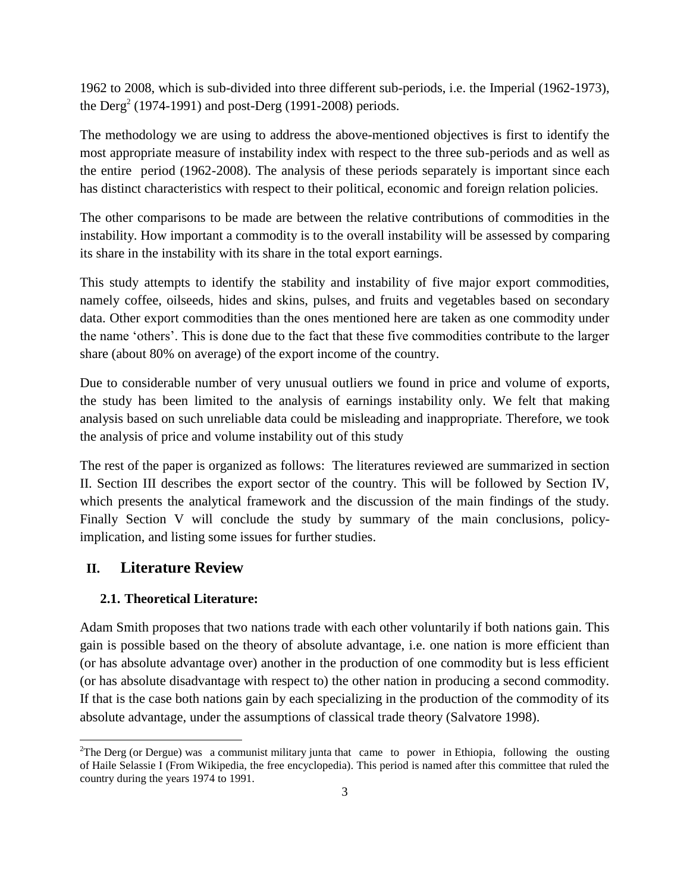1962 to 2008, which is sub-divided into three different sub-periods, i.e. the Imperial (1962-1973), the Derg[2] (1974-1991) and post-Derg (1991-2008) periods.

The methodology we are using to address the above-mentioned objectives is first to identify the most appropriate measure of instability index with respect to the three sub-periods and as well as the entire period (1962-2008). The analysis of these periods separately is important since each has distinct characteristics with respect to their political, economic and foreign relation policies.

The other comparisons to be made are between the relative contributions of commodities in the instability. How important a commodity is to the overall instability will be assessed by comparing its share in the instability with its share in the total export earnings.

This study attempts to identify the stability and instability of five major export commodities, namely coffee, oilseeds, hides and skins, pulses, and fruits and vegetables based on secondary data. Other export commodities than the ones mentioned here are taken as one commodity under the name 'others'. This is done due to the fact that these five commodities contribute to the larger share (about 80% on average) of the export income of the country.

Due to considerable number of very unusual outliers we found in price and volume of exports, the study has been limited to the analysis of earnings instability only. We felt that making analysis based on such unreliable data could be misleading and inappropriate. Therefore, we took the analysis of price and volume instability out of this study

The rest of the paper is organized as follows: The literatures reviewed are summarized in section II. Section III describes the export sector of the country. This will be followed by Section IV, which presents the analytical framework and the discussion of the main findings of the study. Finally Section V will conclude the study by summary of the main conclusions, policy-implication, and listing some issues for further studies.

## II. Literature Review

### 2.1. Theoretical Literature:

Adam Smith proposes that two nations trade with each other voluntarily if both nations gain. This gain is possible based on the theory of absolute advantage, i.e. one nation is more efficient than (or has absolute advantage over) another in the production of one commodity but is less efficient (or has absolute disadvantage with respect to) the other nation in producing a second commodity. If that is the case both nations gain by each specializing in the production of the commodity of its absolute advantage, under the assumptions of classical trade theory (Salvatore 1998).

[2] The Derg (or Dergue) was a communist military junta that came to power in Ethiopia, following the ousting of Haile Selassie I (From Wikipedia, the free encyclopedia). This period is named after this committee that ruled the country during the years 1974 to 1991.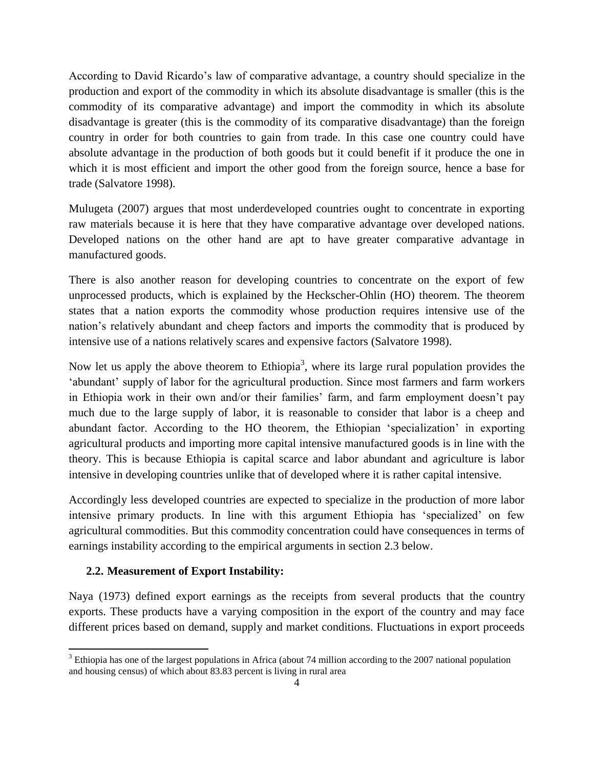According to David Ricardo's law of comparative advantage, a country should specialize in the production and export of the commodity in which its absolute disadvantage is smaller (this is the commodity of its comparative advantage) and import the commodity in which its absolute disadvantage is greater (this is the commodity of its comparative disadvantage) than the foreign country in order for both countries to gain from trade. In this case one country could have absolute advantage in the production of both goods but it could benefit if it produce the one in which it is most efficient and import the other good from the foreign source, hence a base for trade (Salvatore 1998).

Mulugeta (2007) argues that most underdeveloped countries ought to concentrate in exporting raw materials because it is here that they have comparative advantage over developed nations. Developed nations on the other hand are apt to have greater comparative advantage in manufactured goods.

There is also another reason for developing countries to concentrate on the export of few unprocessed products, which is explained by the Heckscher-Ohlin (HO) theorem. The theorem states that a nation exports the commodity whose production requires intensive use of the nation's relatively abundant and cheep factors and imports the commodity that is produced by intensive use of a nations relatively scares and expensive factors (Salvatore 1998).

Now let us apply the above theorem to Ethiopia[3], where its large rural population provides the 'abundant' supply of labor for the agricultural production. Since most farmers and farm workers in Ethiopia work in their own and/or their families' farm, and farm employment doesn't pay much due to the large supply of labor, it is reasonable to consider that labor is a cheep and abundant factor. According to the HO theorem, the Ethiopian 'specialization' in exporting agricultural products and importing more capital intensive manufactured goods is in line with the theory. This is because Ethiopia is capital scarce and labor abundant and agriculture is labor intensive in developing countries unlike that of developed where it is rather capital intensive.

Accordingly less developed countries are expected to specialize in the production of more labor intensive primary products. In line with this argument Ethiopia has 'specialized' on few agricultural commodities. But this commodity concentration could have consequences in terms of earnings instability according to the empirical arguments in section 2.3 below.

### 2.2. Measurement of Export Instability:

Naya (1973) defined export earnings as the receipts from several products that the country exports. These products have a varying composition in the export of the country and may face different prices based on demand, supply and market conditions. Fluctuations in export proceeds

---

[3] Ethiopia has one of the largest populations in Africa (about 74 million according to the 2007 national population and housing census) of which about 83.83 percent is living in rural area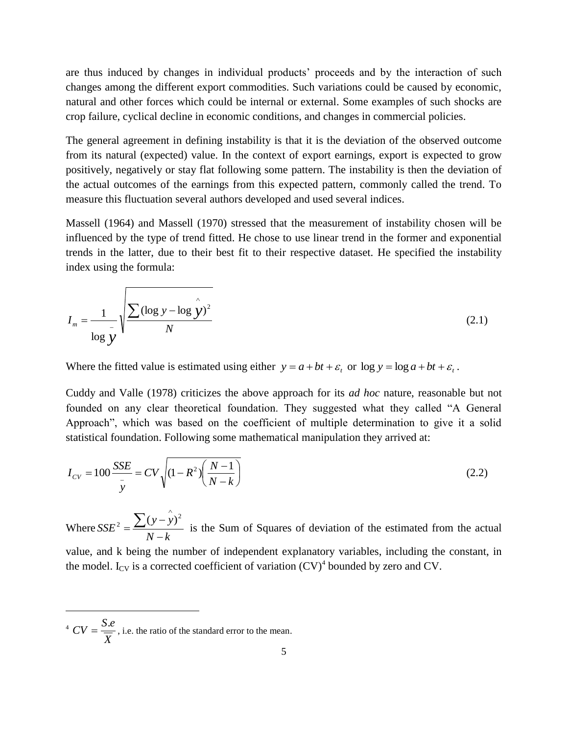are thus induced by changes in individual products' proceeds and by the interaction of such changes among the different export commodities. Such variations could be caused by economic, natural and other forces which could be internal or external. Some examples of such shocks are crop failure, cyclical decline in economic conditions, and changes in commercial policies.

The general agreement in defining instability is that it is the deviation of the observed outcome from its natural (expected) value. In the context of export earnings, export is expected to grow positively, negatively or stay flat following some pattern. The instability is then the deviation of the actual outcomes of the earnings from this expected pattern, commonly called the trend. To measure this fluctuation several authors developed and used several indices.

Massell (1964) and Massell (1970) stressed that the measurement of instability chosen will be influenced by the type of trend fitted. He chose to use linear trend in the former and exponential trends in the latter, due to their best fit to their respective dataset. He specified the instability index using the formula:

$$I_m = \frac{1}{\log \bar{y}} \sqrt{\frac{\sum (\log y - \log \hat{y})^2}{N}} \tag{2.1}$$

Where the fitted value is estimated using either $y = a + bt + \varepsilon_t$ or $\log y = \log a + bt + \varepsilon_t$.

Cuddy and Valle (1978) criticizes the above approach for its *ad hoc* nature, reasonable but not founded on any clear theoretical foundation. They suggested what they called "A General Approach", which was based on the coefficient of multiple determination to give it a solid statistical foundation. Following some mathematical manipulation they arrived at:

$$I_{CV} = 100 \frac{SSE}{\bar{y}} = CV \sqrt{(1 - R^2)\left(\frac{N-1}{N-k}\right)} \tag{2.2}$$

Where $SSE^2 = \frac{\sum (y - \hat{y})^2}{N - k}$ is the Sum of Squares of deviation of the estimated from the actual value, and k being the number of independent explanatory variables, including the constant, in the model. $I_{CV}$ is a corrected coefficient of variation (CV)[4] bounded by zero and CV.

---

[4] $CV = \frac{S.e}{\overline{X}}$, i.e. the ratio of the standard error to the mean.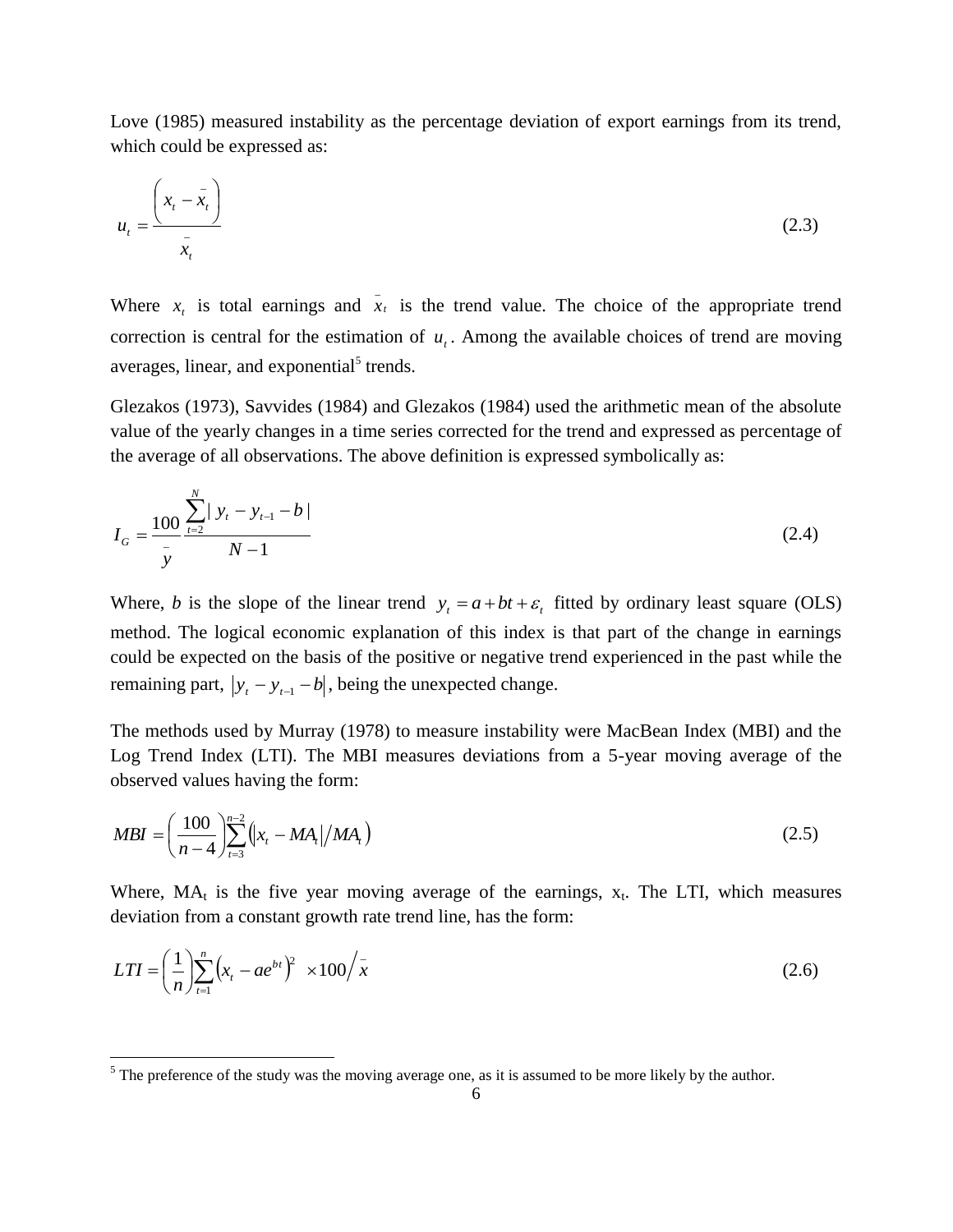Love (1985) measured instability as the percentage deviation of export earnings from its trend, which could be expressed as:

$$u_t = \frac{\left(x_t - \bar{x}_t\right)}{\bar{x}_t} \tag{2.3}$$

Where $x_t$ is total earnings and $\bar{x}_t$ is the trend value. The choice of the appropriate trend correction is central for the estimation of $u_t$. Among the available choices of trend are moving averages, linear, and exponential[5] trends.

Glezakos (1973), Savvides (1984) and Glezakos (1984) used the arithmetic mean of the absolute value of the yearly changes in a time series corrected for the trend and expressed as percentage of the average of all observations. The above definition is expressed symbolically as:

$$I_G = \frac{100}{\bar{y}} \frac{\sum_{t=2}^{N} | y_t - y_{t-1} - b |}{N-1} \tag{2.4}$$

Where, *b* is the slope of the linear trend $y_t = a + bt + \varepsilon_t$ fitted by ordinary least square (OLS) method. The logical economic explanation of this index is that part of the change in earnings could be expected on the basis of the positive or negative trend experienced in the past while the remaining part, $\left| y_t - y_{t-1} - b \right|$, being the unexpected change.

The methods used by Murray (1978) to measure instability were MacBean Index (MBI) and the Log Trend Index (LTI). The MBI measures deviations from a 5-year moving average of the observed values having the form:

$$MBI = \left(\frac{100}{n-4}\right) \sum_{t=3}^{n-2} \left( \left| x_t - MA_t \right| / MA_t \right) \tag{2.5}$$

Where, $MA_t$ is the five year moving average of the earnings, $x_t$. The LTI, which measures deviation from a constant growth rate trend line, has the form:

$$LTI = \left(\frac{1}{n}\right) \sum_{t=1}^{n} \left( x_t - ae^{bt} \right)^2 \times 100 / \bar{x} \tag{2.6}$$

[5] The preference of the study was the moving average one, as it is assumed to be more likely by the author.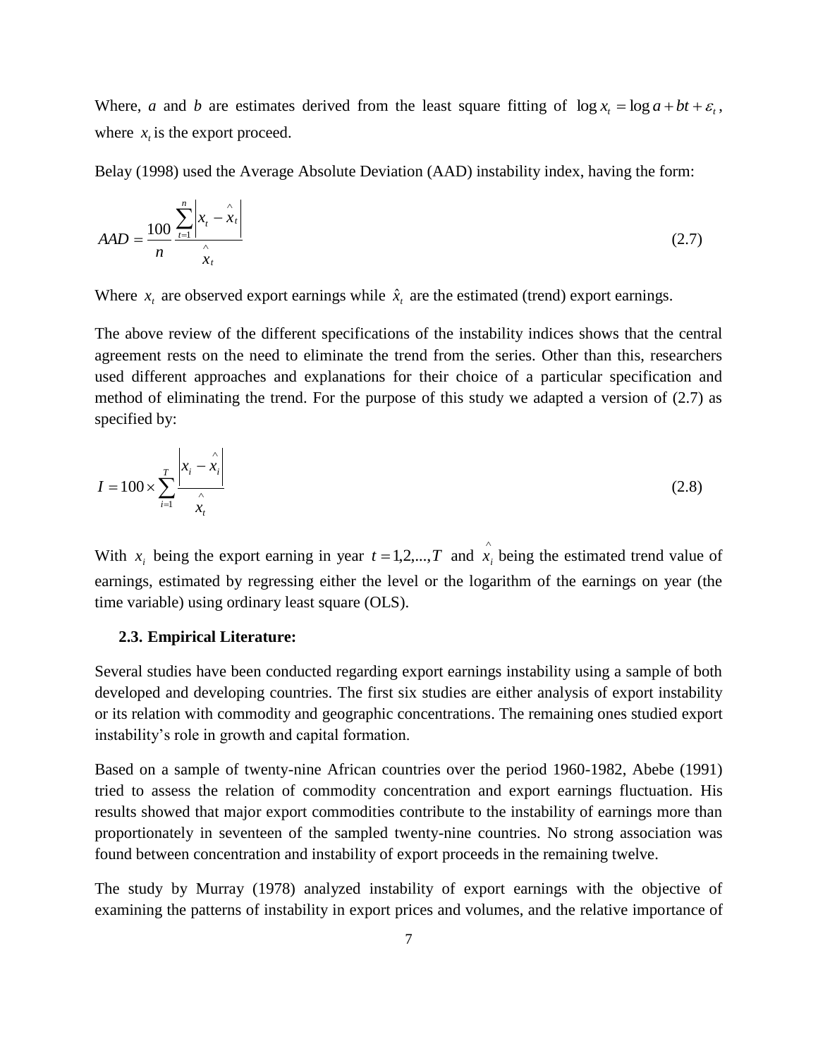Where, $a$ and $b$ are estimates derived from the least square fitting of $\log x_t = \log a + bt + \varepsilon_t$, where $x_t$ is the export proceed.

Belay (1998) used the Average Absolute Deviation (AAD) instability index, having the form:

$$AAD = \frac{100}{n} \frac{\sum_{t=1}^{n} \left| x_t - \hat{x}_t \right|}{\hat{x}_t} \tag{2.7}$$

Where $x_t$ are observed export earnings while $\hat{x}_t$ are the estimated (trend) export earnings.

The above review of the different specifications of the instability indices shows that the central agreement rests on the need to eliminate the trend from the series. Other than this, researchers used different approaches and explanations for their choice of a particular specification and method of eliminating the trend. For the purpose of this study we adapted a version of (2.7) as specified by:

$$I = 100 \times \sum_{i=1}^{T} \frac{\left| x_i - \hat{x}_i \right|}{\hat{x}_t} \tag{2.8}$$

With $x_i$ being the export earning in year $t = 1,2,...,T$ and $\hat{x}_i$ being the estimated trend value of earnings, estimated by regressing either the level or the logarithm of the earnings on year (the time variable) using ordinary least square (OLS).

### 2.3. Empirical Literature:

Several studies have been conducted regarding export earnings instability using a sample of both developed and developing countries. The first six studies are either analysis of export instability or its relation with commodity and geographic concentrations. The remaining ones studied export instability's role in growth and capital formation.

Based on a sample of twenty-nine African countries over the period 1960-1982, Abebe (1991) tried to assess the relation of commodity concentration and export earnings fluctuation. His results showed that major export commodities contribute to the instability of earnings more than proportionately in seventeen of the sampled twenty-nine countries. No strong association was found between concentration and instability of export proceeds in the remaining twelve.

The study by Murray (1978) analyzed instability of export earnings with the objective of examining the patterns of instability in export prices and volumes, and the relative importance of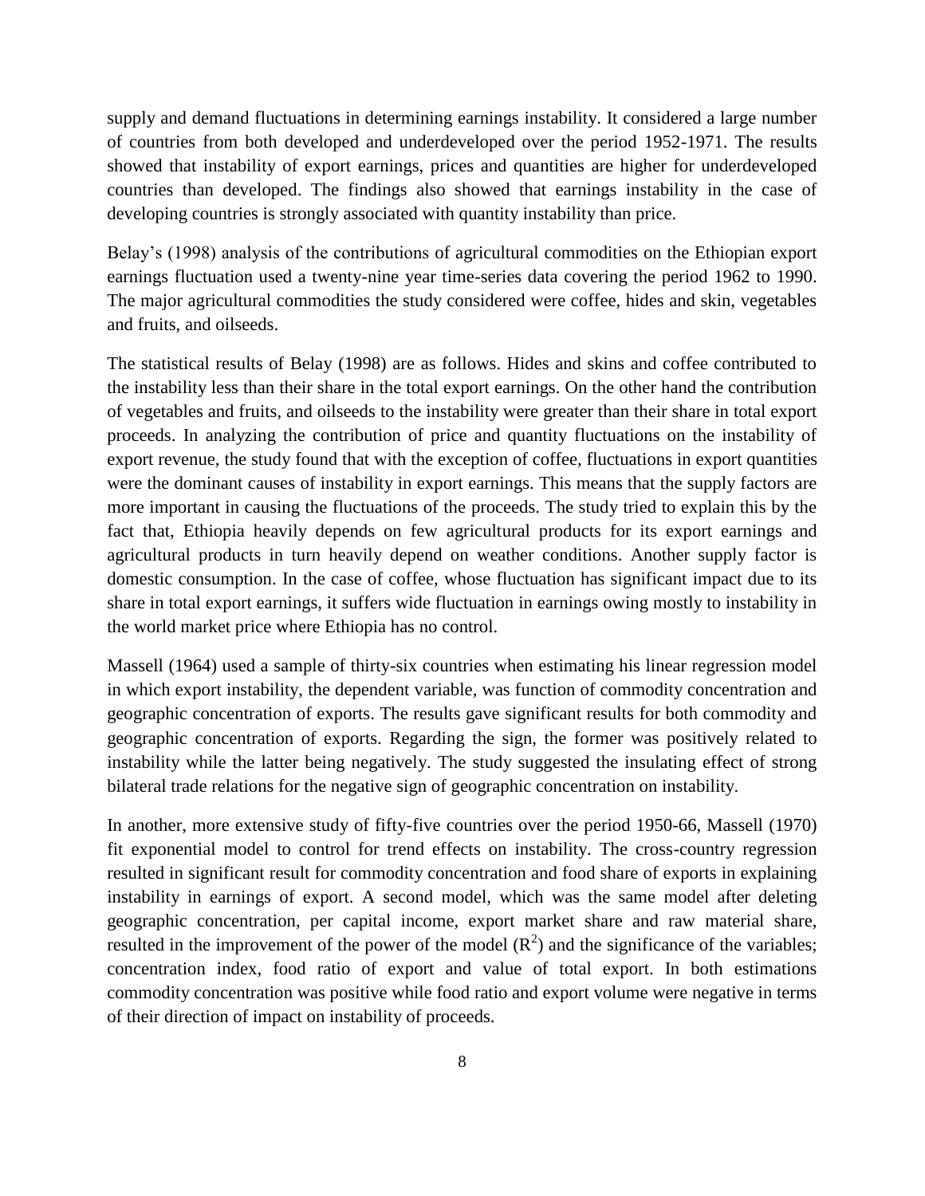supply and demand fluctuations in determining earnings instability. It considered a large number of countries from both developed and underdeveloped over the period 1952-1971. The results showed that instability of export earnings, prices and quantities are higher for underdeveloped countries than developed. The findings also showed that earnings instability in the case of developing countries is strongly associated with quantity instability than price.

Belay's (1998) analysis of the contributions of agricultural commodities on the Ethiopian export earnings fluctuation used a twenty-nine year time-series data covering the period 1962 to 1990. The major agricultural commodities the study considered were coffee, hides and skin, vegetables and fruits, and oilseeds.

The statistical results of Belay (1998) are as follows. Hides and skins and coffee contributed to the instability less than their share in the total export earnings. On the other hand the contribution of vegetables and fruits, and oilseeds to the instability were greater than their share in total export proceeds. In analyzing the contribution of price and quantity fluctuations on the instability of export revenue, the study found that with the exception of coffee, fluctuations in export quantities were the dominant causes of instability in export earnings. This means that the supply factors are more important in causing the fluctuations of the proceeds. The study tried to explain this by the fact that, Ethiopia heavily depends on few agricultural products for its export earnings and agricultural products in turn heavily depend on weather conditions. Another supply factor is domestic consumption. In the case of coffee, whose fluctuation has significant impact due to its share in total export earnings, it suffers wide fluctuation in earnings owing mostly to instability in the world market price where Ethiopia has no control.

Massell (1964) used a sample of thirty-six countries when estimating his linear regression model in which export instability, the dependent variable, was function of commodity concentration and geographic concentration of exports. The results gave significant results for both commodity and geographic concentration of exports. Regarding the sign, the former was positively related to instability while the latter being negatively. The study suggested the insulating effect of strong bilateral trade relations for the negative sign of geographic concentration on instability.

In another, more extensive study of fifty-five countries over the period 1950-66, Massell (1970) fit exponential model to control for trend effects on instability. The cross-country regression resulted in significant result for commodity concentration and food share of exports in explaining instability in earnings of export. A second model, which was the same model after deleting geographic concentration, per capital income, export market share and raw material share, resulted in the improvement of the power of the model ($R^2$) and the significance of the variables; concentration index, food ratio of export and value of total export. In both estimations commodity concentration was positive while food ratio and export volume were negative in terms of their direction of impact on instability of proceeds.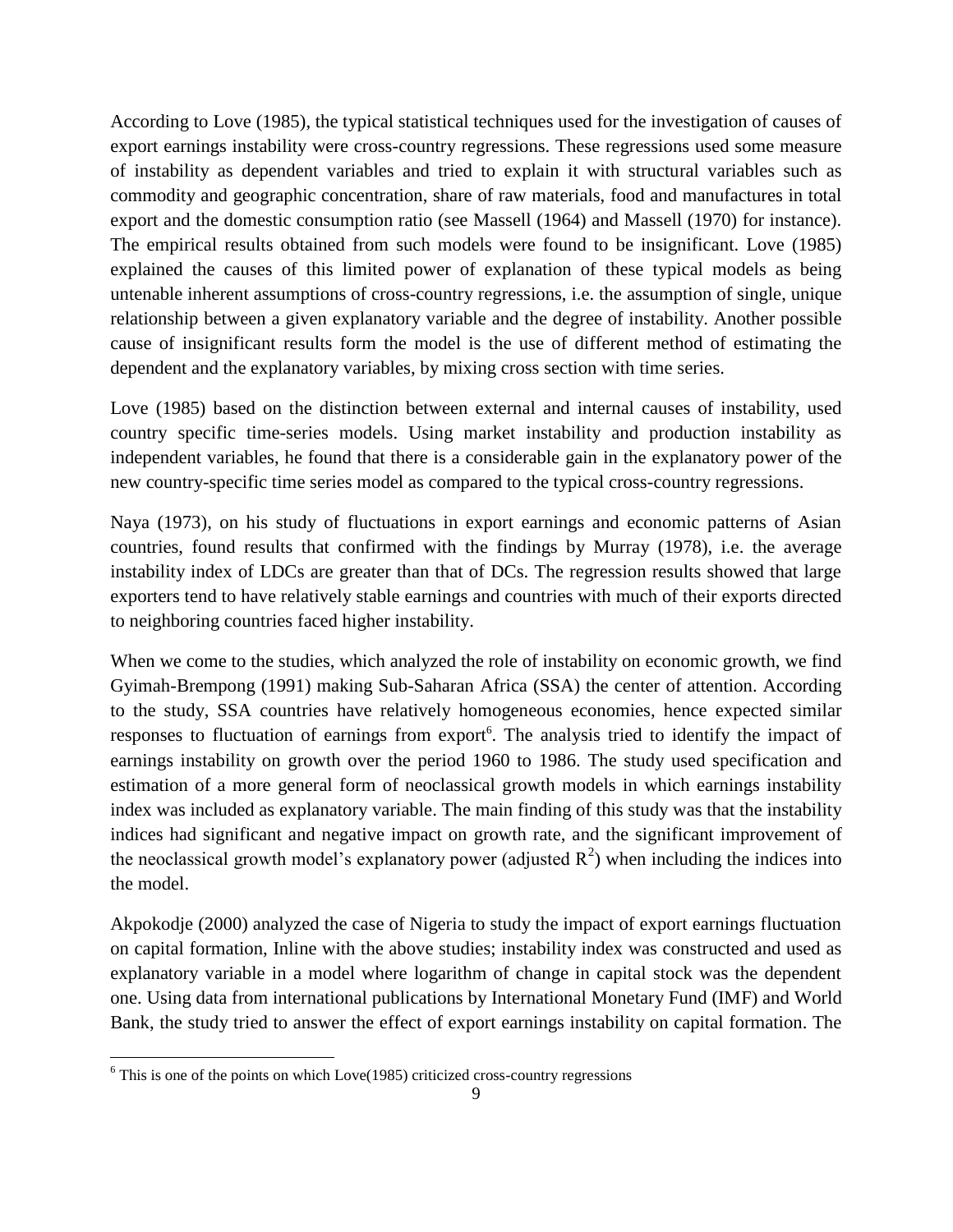According to Love (1985), the typical statistical techniques used for the investigation of causes of export earnings instability were cross-country regressions. These regressions used some measure of instability as dependent variables and tried to explain it with structural variables such as commodity and geographic concentration, share of raw materials, food and manufactures in total export and the domestic consumption ratio (see Massell (1964) and Massell (1970) for instance). The empirical results obtained from such models were found to be insignificant. Love (1985) explained the causes of this limited power of explanation of these typical models as being untenable inherent assumptions of cross-country regressions, i.e. the assumption of single, unique relationship between a given explanatory variable and the degree of instability. Another possible cause of insignificant results form the model is the use of different method of estimating the dependent and the explanatory variables, by mixing cross section with time series.

Love (1985) based on the distinction between external and internal causes of instability, used country specific time-series models. Using market instability and production instability as independent variables, he found that there is a considerable gain in the explanatory power of the new country-specific time series model as compared to the typical cross-country regressions.

Naya (1973), on his study of fluctuations in export earnings and economic patterns of Asian countries, found results that confirmed with the findings by Murray (1978), i.e. the average instability index of LDCs are greater than that of DCs. The regression results showed that large exporters tend to have relatively stable earnings and countries with much of their exports directed to neighboring countries faced higher instability.

When we come to the studies, which analyzed the role of instability on economic growth, we find Gyimah-Brempong (1991) making Sub-Saharan Africa (SSA) the center of attention. According to the study, SSA countries have relatively homogeneous economies, hence expected similar responses to fluctuation of earnings from export[6]. The analysis tried to identify the impact of earnings instability on growth over the period 1960 to 1986. The study used specification and estimation of a more general form of neoclassical growth models in which earnings instability index was included as explanatory variable. The main finding of this study was that the instability indices had significant and negative impact on growth rate, and the significant improvement of the neoclassical growth model's explanatory power (adjusted $R^2$) when including the indices into the model.

Akpokodje (2000) analyzed the case of Nigeria to study the impact of export earnings fluctuation on capital formation, Inline with the above studies; instability index was constructed and used as explanatory variable in a model where logarithm of change in capital stock was the dependent one. Using data from international publications by International Monetary Fund (IMF) and World Bank, the study tried to answer the effect of export earnings instability on capital formation. The

[6] This is one of the points on which Love(1985) criticized cross-country regressions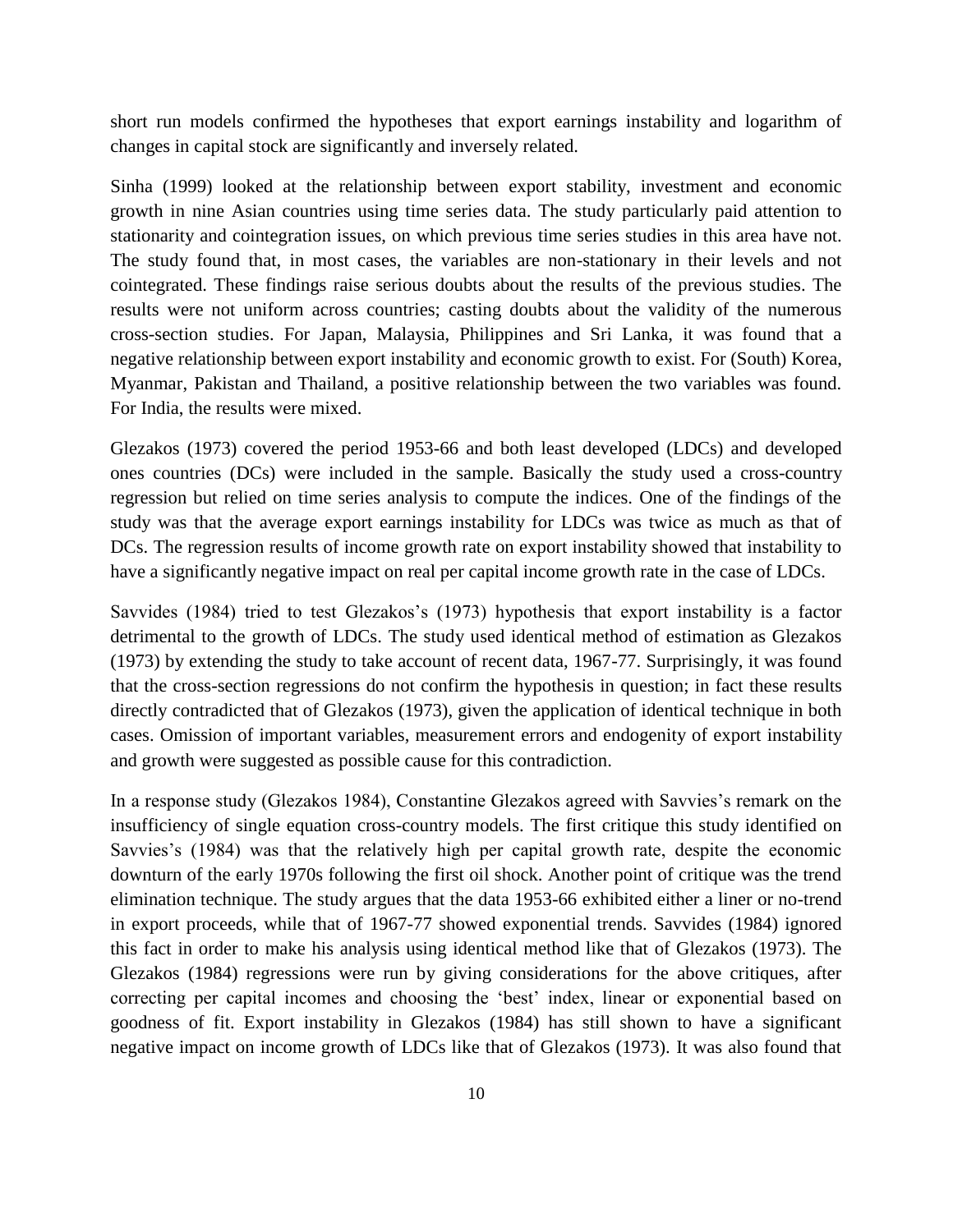short run models confirmed the hypotheses that export earnings instability and logarithm of changes in capital stock are significantly and inversely related.

Sinha (1999) looked at the relationship between export stability, investment and economic growth in nine Asian countries using time series data. The study particularly paid attention to stationarity and cointegration issues, on which previous time series studies in this area have not. The study found that, in most cases, the variables are non-stationary in their levels and not cointegrated. These findings raise serious doubts about the results of the previous studies. The results were not uniform across countries; casting doubts about the validity of the numerous cross-section studies. For Japan, Malaysia, Philippines and Sri Lanka, it was found that a negative relationship between export instability and economic growth to exist. For (South) Korea, Myanmar, Pakistan and Thailand, a positive relationship between the two variables was found. For India, the results were mixed.

Glezakos (1973) covered the period 1953-66 and both least developed (LDCs) and developed ones countries (DCs) were included in the sample. Basically the study used a cross-country regression but relied on time series analysis to compute the indices. One of the findings of the study was that the average export earnings instability for LDCs was twice as much as that of DCs. The regression results of income growth rate on export instability showed that instability to have a significantly negative impact on real per capital income growth rate in the case of LDCs.

Savvides (1984) tried to test Glezakos's (1973) hypothesis that export instability is a factor detrimental to the growth of LDCs. The study used identical method of estimation as Glezakos (1973) by extending the study to take account of recent data, 1967-77. Surprisingly, it was found that the cross-section regressions do not confirm the hypothesis in question; in fact these results directly contradicted that of Glezakos (1973), given the application of identical technique in both cases. Omission of important variables, measurement errors and endogenity of export instability and growth were suggested as possible cause for this contradiction.

In a response study (Glezakos 1984), Constantine Glezakos agreed with Savvies's remark on the insufficiency of single equation cross-country models. The first critique this study identified on Savvies's (1984) was that the relatively high per capital growth rate, despite the economic downturn of the early 1970s following the first oil shock. Another point of critique was the trend elimination technique. The study argues that the data 1953-66 exhibited either a liner or no-trend in export proceeds, while that of 1967-77 showed exponential trends. Savvides (1984) ignored this fact in order to make his analysis using identical method like that of Glezakos (1973). The Glezakos (1984) regressions were run by giving considerations for the above critiques, after correcting per capital incomes and choosing the 'best' index, linear or exponential based on goodness of fit. Export instability in Glezakos (1984) has still shown to have a significant negative impact on income growth of LDCs like that of Glezakos (1973). It was also found that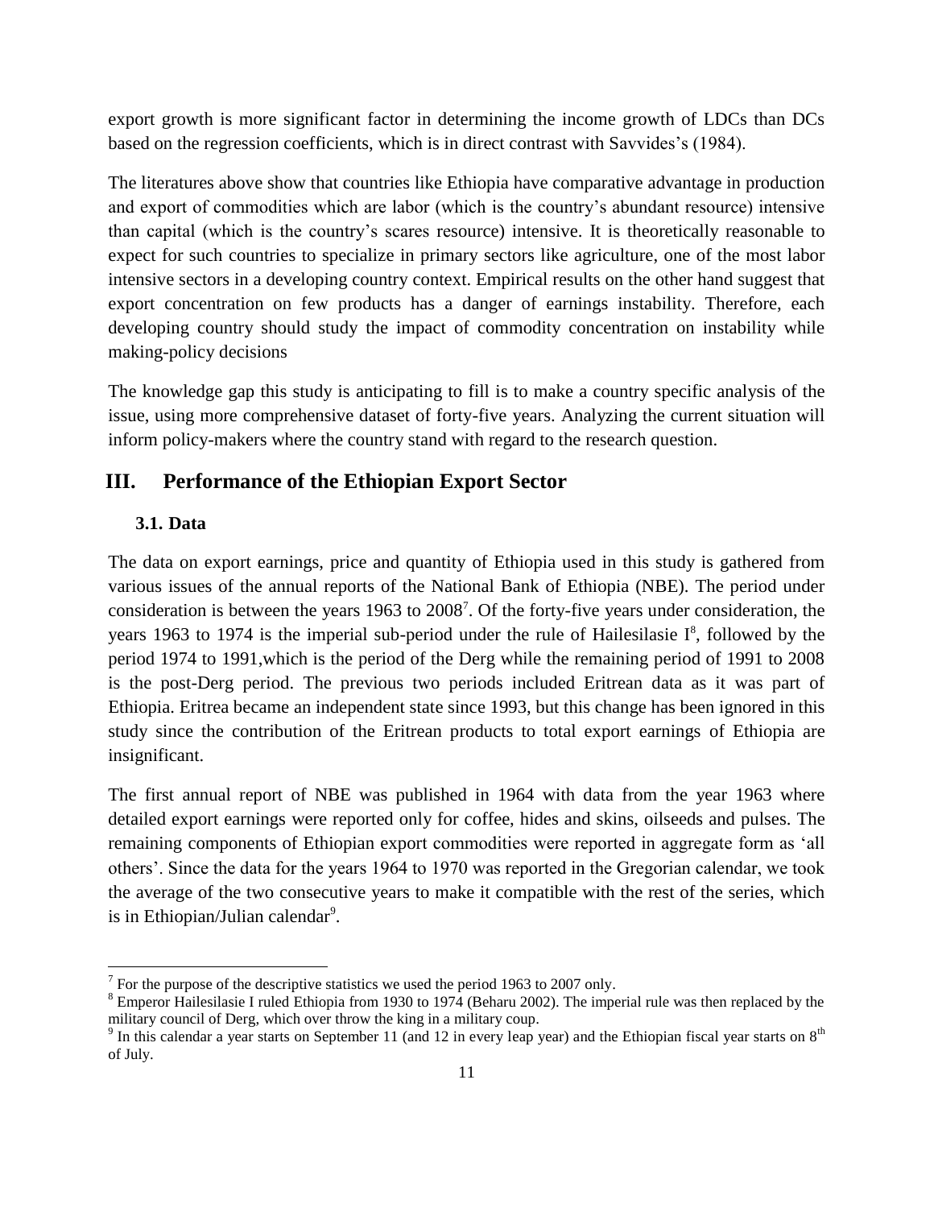export growth is more significant factor in determining the income growth of LDCs than DCs based on the regression coefficients, which is in direct contrast with Savvides's (1984).

The literatures above show that countries like Ethiopia have comparative advantage in production and export of commodities which are labor (which is the country's abundant resource) intensive than capital (which is the country's scares resource) intensive. It is theoretically reasonable to expect for such countries to specialize in primary sectors like agriculture, one of the most labor intensive sectors in a developing country context. Empirical results on the other hand suggest that export concentration on few products has a danger of earnings instability. Therefore, each developing country should study the impact of commodity concentration on instability while making-policy decisions

The knowledge gap this study is anticipating to fill is to make a country specific analysis of the issue, using more comprehensive dataset of forty-five years. Analyzing the current situation will inform policy-makers where the country stand with regard to the research question.

## III. Performance of the Ethiopian Export Sector

### 3.1. Data

The data on export earnings, price and quantity of Ethiopia used in this study is gathered from various issues of the annual reports of the National Bank of Ethiopia (NBE). The period under consideration is between the years 1963 to 2008[7]. Of the forty-five years under consideration, the years 1963 to 1974 is the imperial sub-period under the rule of Hailesilasie I[8], followed by the period 1974 to 1991,which is the period of the Derg while the remaining period of 1991 to 2008 is the post-Derg period. The previous two periods included Eritrean data as it was part of Ethiopia. Eritrea became an independent state since 1993, but this change has been ignored in this study since the contribution of the Eritrean products to total export earnings of Ethiopia are insignificant.

The first annual report of NBE was published in 1964 with data from the year 1963 where detailed export earnings were reported only for coffee, hides and skins, oilseeds and pulses. The remaining components of Ethiopian export commodities were reported in aggregate form as 'all others'. Since the data for the years 1964 to 1970 was reported in the Gregorian calendar, we took the average of the two consecutive years to make it compatible with the rest of the series, which is in Ethiopian/Julian calendar[9].

---

[7] For the purpose of the descriptive statistics we used the period 1963 to 2007 only.

[8] Emperor Hailesilasie I ruled Ethiopia from 1930 to 1974 (Beharu 2002). The imperial rule was then replaced by the military council of Derg, which over throw the king in a military coup.

[9] In this calendar a year starts on September 11 (and 12 in every leap year) and the Ethiopian fiscal year starts on 8th of July.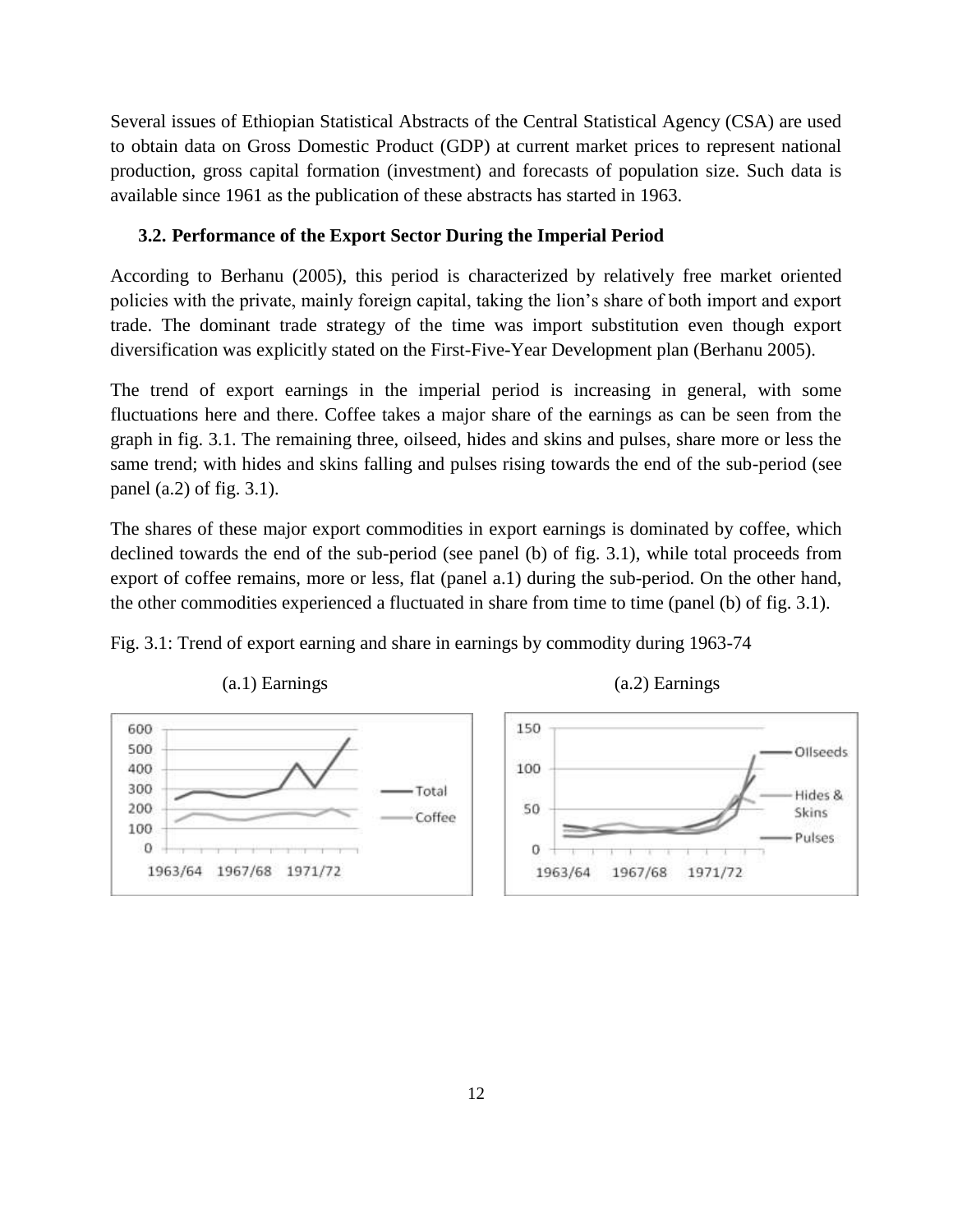Several issues of Ethiopian Statistical Abstracts of the Central Statistical Agency (CSA) are used to obtain data on Gross Domestic Product (GDP) at current market prices to represent national production, gross capital formation (investment) and forecasts of population size. Such data is available since 1961 as the publication of these abstracts has started in 1963.

### 3.2. Performance of the Export Sector During the Imperial Period

According to Berhanu (2005), this period is characterized by relatively free market oriented policies with the private, mainly foreign capital, taking the lion's share of both import and export trade. The dominant trade strategy of the time was import substitution even though export diversification was explicitly stated on the First-Five-Year Development plan (Berhanu 2005).

The trend of export earnings in the imperial period is increasing in general, with some fluctuations here and there. Coffee takes a major share of the earnings as can be seen from the graph in fig. 3.1. The remaining three, oilseed, hides and skins and pulses, share more or less the same trend; with hides and skins falling and pulses rising towards the end of the sub-period (see panel (a.2) of fig. 3.1).

The shares of these major export commodities in export earnings is dominated by coffee, which declined towards the end of the sub-period (see panel (b) of fig. 3.1), while total proceeds from export of coffee remains, more or less, flat (panel a.1) during the sub-period. On the other hand, the other commodities experienced a fluctuated in share from time to time (panel (b) of fig. 3.1).

Fig. 3.1: Trend of export earning and share in earnings by commodity during 1963-74

(a.1) Earnings

(a.2) Earnings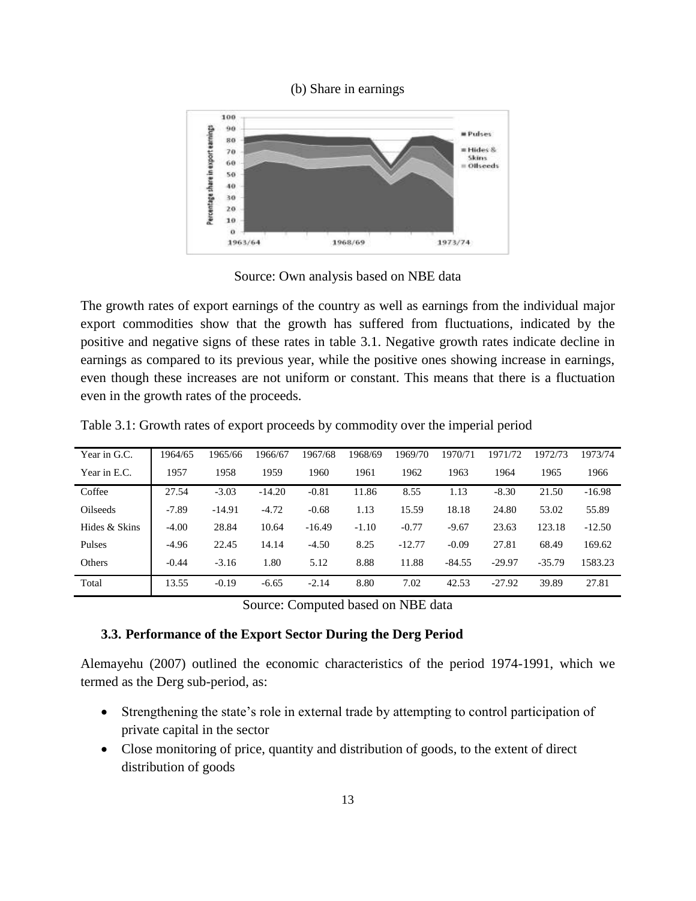(b) Share in earnings

Source: Own analysis based on NBE data

The growth rates of export earnings of the country as well as earnings from the individual major export commodities show that the growth has suffered from fluctuations, indicated by the positive and negative signs of these rates in table 3.1. Negative growth rates indicate decline in earnings as compared to its previous year, while the positive ones showing increase in earnings, even though these increases are not uniform or constant. This means that there is a fluctuation even in the growth rates of the proceeds.

Table 3.1: Growth rates of export proceeds by commodity over the imperial period

| Year in G.C. | 1964/65 | 1965/66 | 1966/67 | 1967/68 | 1968/69 | 1969/70 | 1970/71 | 1971/72 | 1972/73 | 1973/74 |
|---|---|---|---|---|---|---|---|---|---|---|
| Year in E.C. | 1957 | 1958 | 1959 | 1960 | 1961 | 1962 | 1963 | 1964 | 1965 | 1966 |
| Coffee | 27.54 | -3.03 | -14.20 | -0.81 | 11.86 | 8.55 | 1.13 | -8.30 | 21.50 | -16.98 |
| Oilseeds | -7.89 | -14.91 | -4.72 | -0.68 | 1.13 | 15.59 | 18.18 | 24.80 | 53.02 | 55.89 |
| Hides & Skins | -4.00 | 28.84 | 10.64 | -16.49 | -1.10 | -0.77 | -9.67 | 23.63 | 123.18 | -12.50 |
| Pulses | -4.96 | 22.45 | 14.14 | -4.50 | 8.25 | -12.77 | -0.09 | 27.81 | 68.49 | 169.62 |
| Others | -0.44 | -3.16 | 1.80 | 5.12 | 8.88 | 11.88 | -84.55 | -29.97 | -35.79 | 1583.23 |
| Total | 13.55 | -0.19 | -6.65 | -2.14 | 8.80 | 7.02 | 42.53 | -27.92 | 39.89 | 27.81 |

Source: Computed based on NBE data

### 3.3. Performance of the Export Sector During the Derg Period

Alemayehu (2007) outlined the economic characteristics of the period 1974-1991, which we termed as the Derg sub-period, as:

- Strengthening the state's role in external trade by attempting to control participation of private capital in the sector
- Close monitoring of price, quantity and distribution of goods, to the extent of direct distribution of goods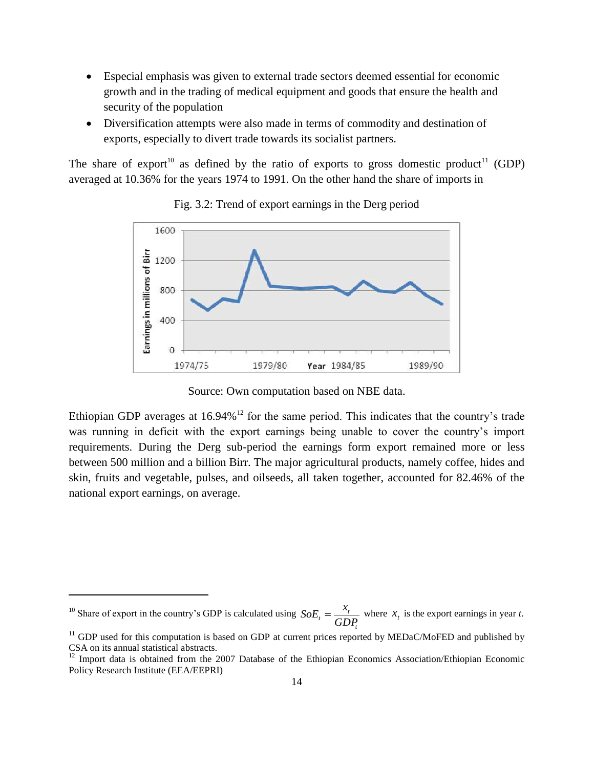- Especial emphasis was given to external trade sectors deemed essential for economic growth and in the trading of medical equipment and goods that ensure the health and security of the population
- Diversification attempts were also made in terms of commodity and destination of exports, especially to divert trade towards its socialist partners.

The share of export[10] as defined by the ratio of exports to gross domestic product[11] (GDP) averaged at 10.36% for the years 1974 to 1991. On the other hand the share of imports in

Fig. 3.2: Trend of export earnings in the Derg period

Source: Own computation based on NBE data.

Ethiopian GDP averages at 16.94%[12] for the same period. This indicates that the country's trade was running in deficit with the export earnings being unable to cover the country's import requirements. During the Derg sub-period the earnings form export remained more or less between 500 million and a billion Birr. The major agricultural products, namely coffee, hides and skin, fruits and vegetable, pulses, and oilseeds, all taken together, accounted for 82.46% of the national export earnings, on average.

---

[10] Share of export in the country's GDP is calculated using $SoE_t = \frac{x_t}{GDP_t}$ where $x_t$ is the export earnings in year *t*.

[11] GDP used for this computation is based on GDP at current prices reported by MEDaC/MoFED and published by CSA on its annual statistical abstracts.

[12] Import data is obtained from the 2007 Database of the Ethiopian Economics Association/Ethiopian Economic Policy Research Institute (EEA/EEPRI)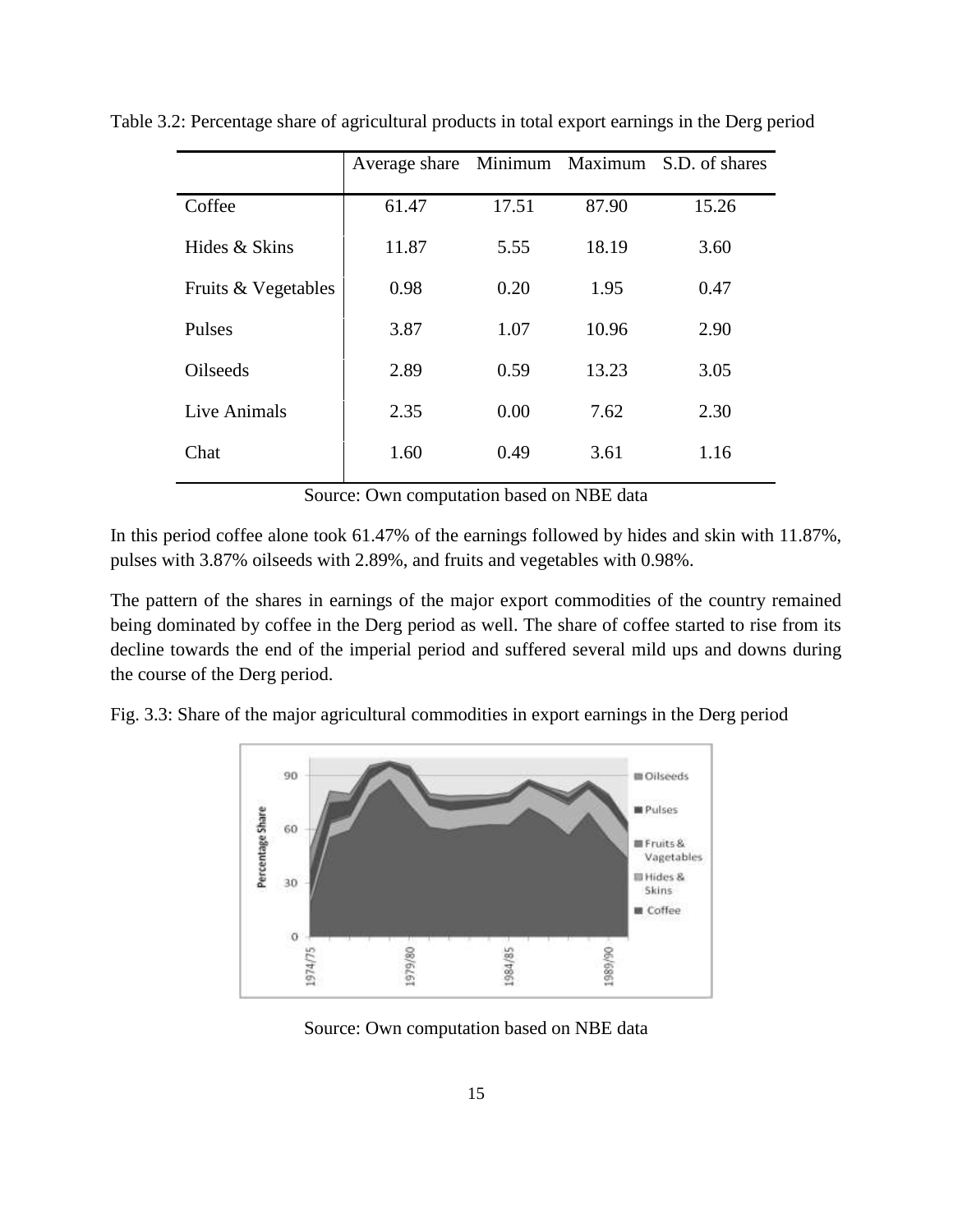Table 3.2: Percentage share of agricultural products in total export earnings in the Derg period

| | Average share | Minimum | Maximum | S.D. of shares |
|---|---|---|---|---|
| Coffee | 61.47 | 17.51 | 87.90 | 15.26 |
| Hides & Skins | 11.87 | 5.55 | 18.19 | 3.60 |
| Fruits & Vegetables | 0.98 | 0.20 | 1.95 | 0.47 |
| Pulses | 3.87 | 1.07 | 10.96 | 2.90 |
| Oilseeds | 2.89 | 0.59 | 13.23 | 3.05 |
| Live Animals | 2.35 | 0.00 | 7.62 | 2.30 |
| Chat | 1.60 | 0.49 | 3.61 | 1.16 |

Source: Own computation based on NBE data

In this period coffee alone took 61.47% of the earnings followed by hides and skin with 11.87%, pulses with 3.87% oilseeds with 2.89%, and fruits and vegetables with 0.98%.

The pattern of the shares in earnings of the major export commodities of the country remained being dominated by coffee in the Derg period as well. The share of coffee started to rise from its decline towards the end of the imperial period and suffered several mild ups and downs during the course of the Derg period.

Fig. 3.3: Share of the major agricultural commodities in export earnings in the Derg period

Source: Own computation based on NBE data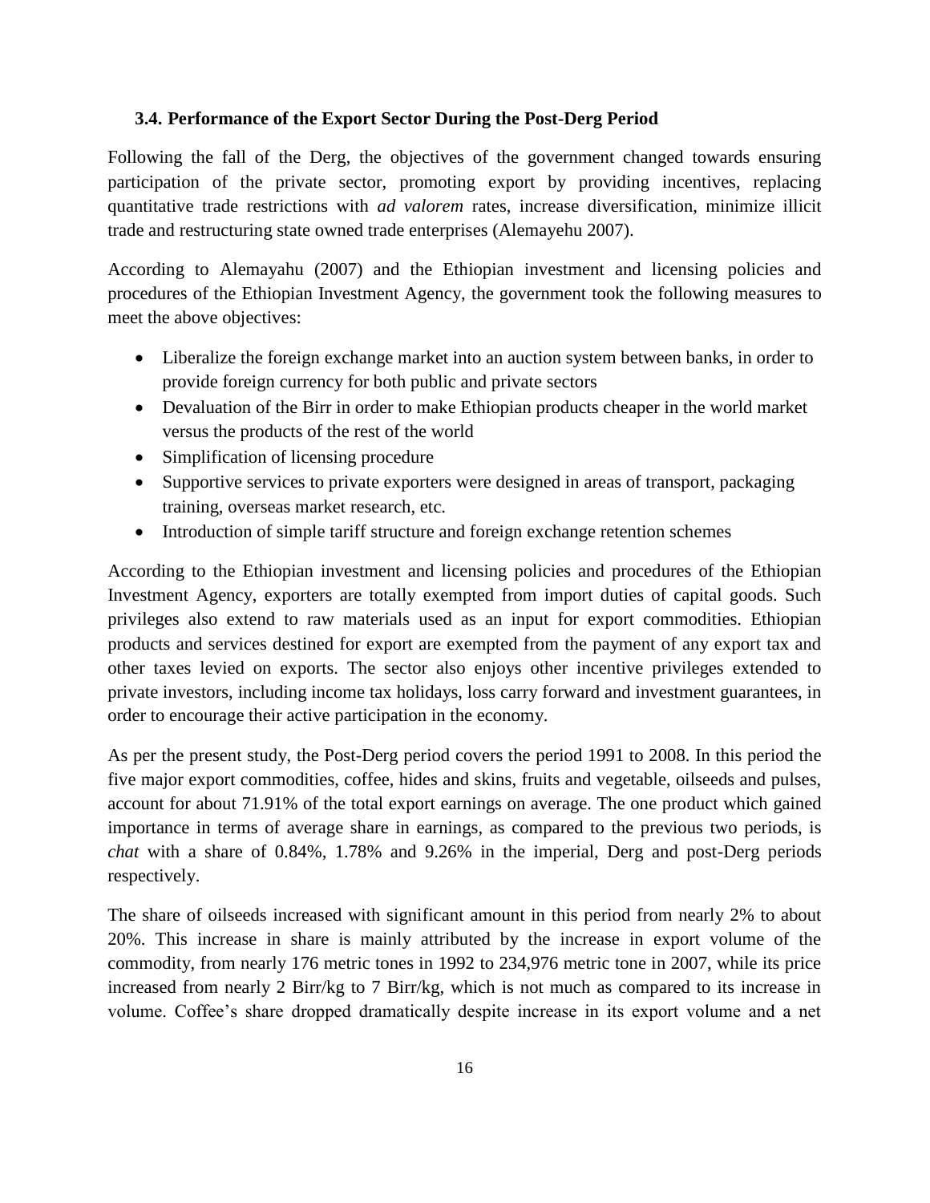### 3.4. Performance of the Export Sector During the Post-Derg Period

Following the fall of the Derg, the objectives of the government changed towards ensuring participation of the private sector, promoting export by providing incentives, replacing quantitative trade restrictions with *ad valorem* rates, increase diversification, minimize illicit trade and restructuring state owned trade enterprises (Alemayehu 2007).

According to Alemayahu (2007) and the Ethiopian investment and licensing policies and procedures of the Ethiopian Investment Agency, the government took the following measures to meet the above objectives:

- Liberalize the foreign exchange market into an auction system between banks, in order to provide foreign currency for both public and private sectors
- Devaluation of the Birr in order to make Ethiopian products cheaper in the world market versus the products of the rest of the world
- Simplification of licensing procedure
- Supportive services to private exporters were designed in areas of transport, packaging training, overseas market research, etc.
- Introduction of simple tariff structure and foreign exchange retention schemes

According to the Ethiopian investment and licensing policies and procedures of the Ethiopian Investment Agency, exporters are totally exempted from import duties of capital goods. Such privileges also extend to raw materials used as an input for export commodities. Ethiopian products and services destined for export are exempted from the payment of any export tax and other taxes levied on exports. The sector also enjoys other incentive privileges extended to private investors, including income tax holidays, loss carry forward and investment guarantees, in order to encourage their active participation in the economy.

As per the present study, the Post-Derg period covers the period 1991 to 2008. In this period the five major export commodities, coffee, hides and skins, fruits and vegetable, oilseeds and pulses, account for about 71.91% of the total export earnings on average. The one product which gained importance in terms of average share in earnings, as compared to the previous two periods, is *chat* with a share of 0.84%, 1.78% and 9.26% in the imperial, Derg and post-Derg periods respectively.

The share of oilseeds increased with significant amount in this period from nearly 2% to about 20%. This increase in share is mainly attributed by the increase in export volume of the commodity, from nearly 176 metric tones in 1992 to 234,976 metric tone in 2007, while its price increased from nearly 2 Birr/kg to 7 Birr/kg, which is not much as compared to its increase in volume. Coffee's share dropped dramatically despite increase in its export volume and a net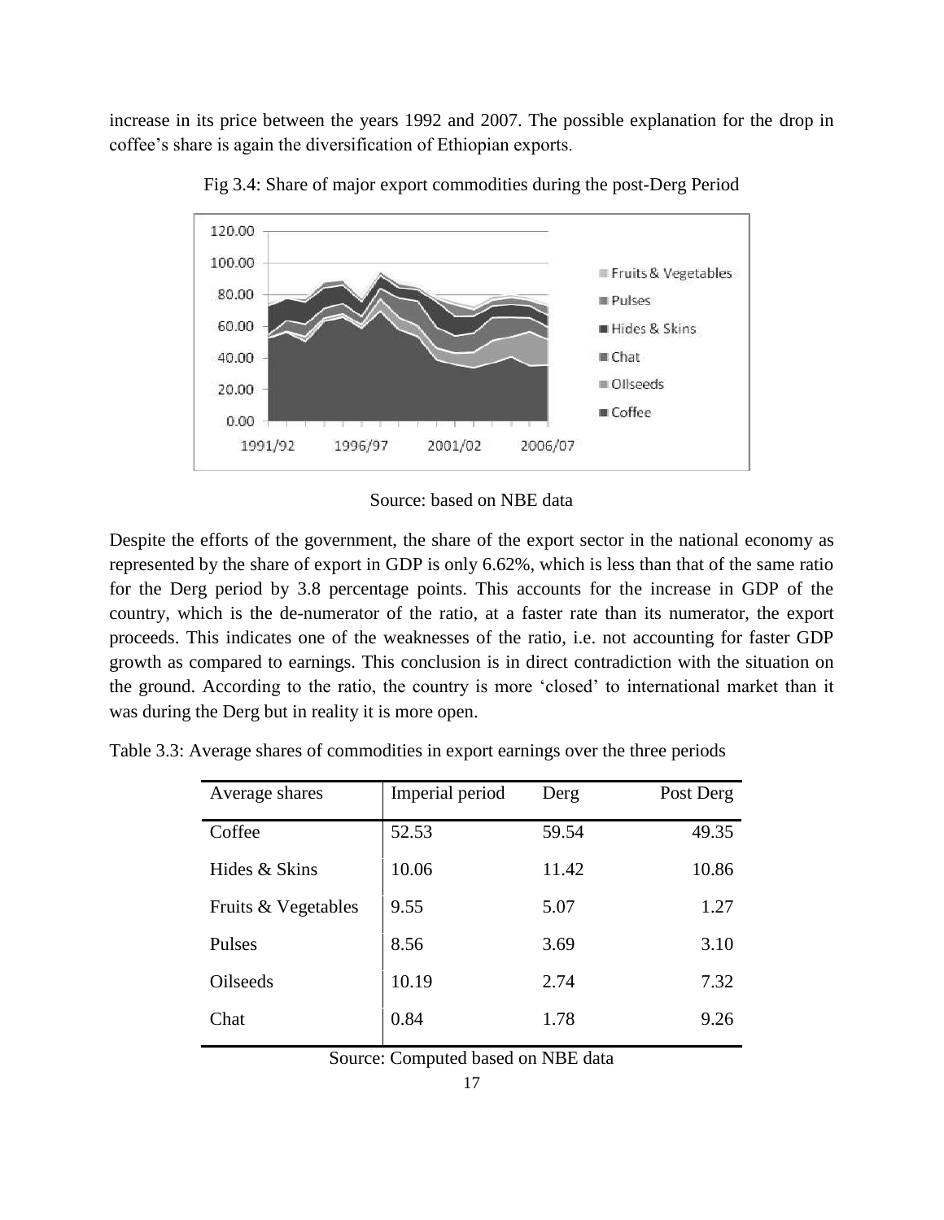increase in its price between the years 1992 and 2007. The possible explanation for the drop in coffee's share is again the diversification of Ethiopian exports.

Fig 3.4: Share of major export commodities during the post-Derg Period

Source: based on NBE data

Despite the efforts of the government, the share of the export sector in the national economy as represented by the share of export in GDP is only 6.62%, which is less than that of the same ratio for the Derg period by 3.8 percentage points. This accounts for the increase in GDP of the country, which is the de-numerator of the ratio, at a faster rate than its numerator, the export proceeds. This indicates one of the weaknesses of the ratio, i.e. not accounting for faster GDP growth as compared to earnings. This conclusion is in direct contradiction with the situation on the ground. According to the ratio, the country is more 'closed' to international market than it was during the Derg but in reality it is more open.

Table 3.3: Average shares of commodities in export earnings over the three periods

| Average shares | Imperial period | Derg | Post Derg |
|---|---|---|---|
| Coffee | 52.53 | 59.54 | 49.35 |
| Hides & Skins | 10.06 | 11.42 | 10.86 |
| Fruits & Vegetables | 9.55 | 5.07 | 1.27 |
| Pulses | 8.56 | 3.69 | 3.10 |
| Oilseeds | 10.19 | 2.74 | 7.32 |
| Chat | 0.84 | 1.78 | 9.26 |

Source: Computed based on NBE data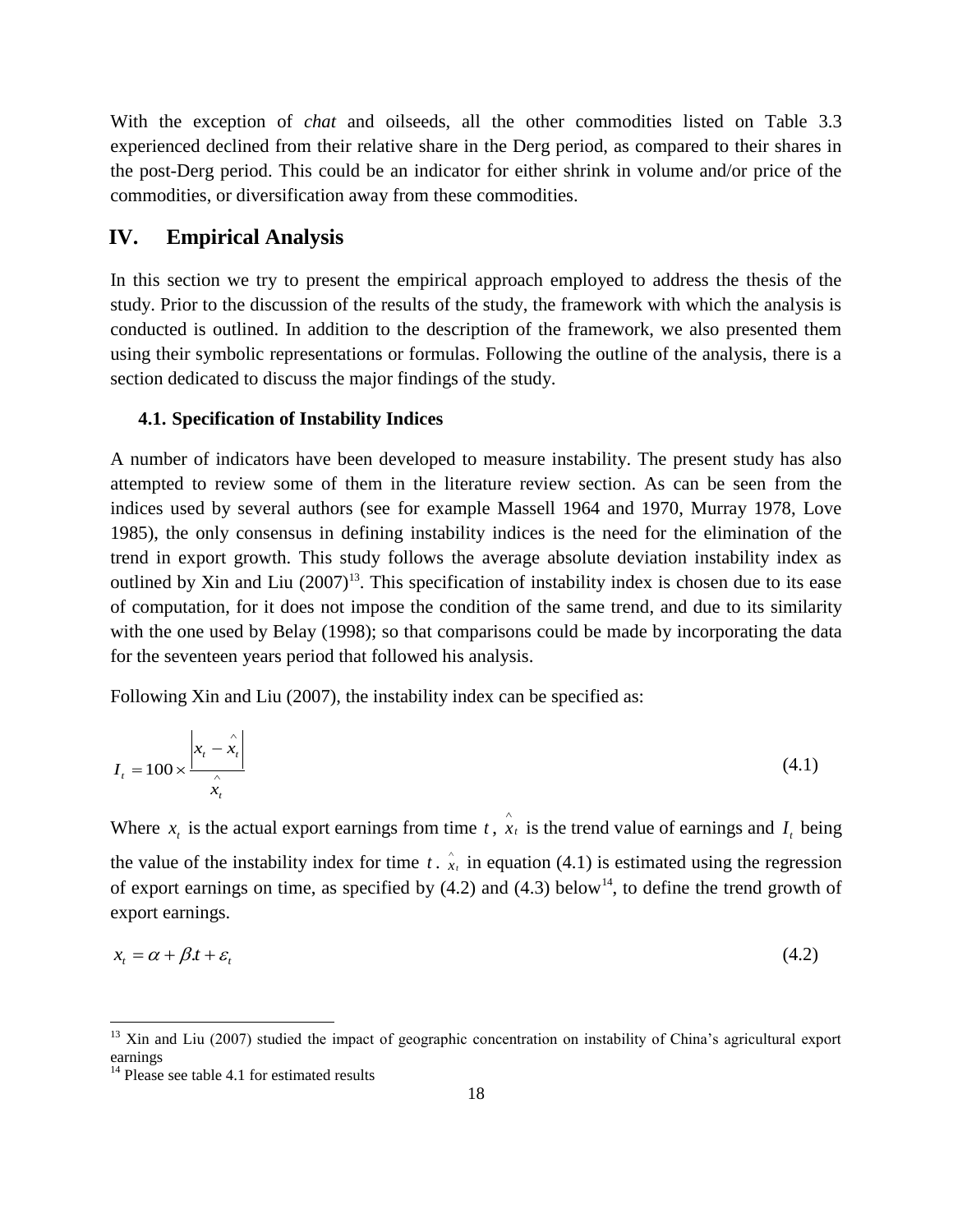With the exception of *chat* and oilseeds, all the other commodities listed on Table 3.3 experienced declined from their relative share in the Derg period, as compared to their shares in the post-Derg period. This could be an indicator for either shrink in volume and/or price of the commodities, or diversification away from these commodities.

## IV. Empirical Analysis

In this section we try to present the empirical approach employed to address the thesis of the study. Prior to the discussion of the results of the study, the framework with which the analysis is conducted is outlined. In addition to the description of the framework, we also presented them using their symbolic representations or formulas. Following the outline of the analysis, there is a section dedicated to discuss the major findings of the study.

### 4.1. Specification of Instability Indices

A number of indicators have been developed to measure instability. The present study has also attempted to review some of them in the literature review section. As can be seen from the indices used by several authors (see for example Massell 1964 and 1970, Murray 1978, Love 1985), the only consensus in defining instability indices is the need for the elimination of the trend in export growth. This study follows the average absolute deviation instability index as outlined by Xin and Liu (2007)[13]. This specification of instability index is chosen due to its ease of computation, for it does not impose the condition of the same trend, and due to its similarity with the one used by Belay (1998); so that comparisons could be made by incorporating the data for the seventeen years period that followed his analysis.

Following Xin and Liu (2007), the instability index can be specified as:

$$I_t = 100 \times \frac{\left| x_t - \hat{x}_t \right|}{\hat{x}_t} \tag{4.1}$$

Where $x_t$ is the actual export earnings from time $t$, $\hat{x}_t$ is the trend value of earnings and $I_t$ being the value of the instability index for time $t$. $\hat{x}_t$ in equation (4.1) is estimated using the regression of export earnings on time, as specified by (4.2) and (4.3) below[14], to define the trend growth of export earnings.

$$x_t = \alpha + \beta . t + \varepsilon_t \tag{4.2}$$

---

[13] Xin and Liu (2007) studied the impact of geographic concentration on instability of China's agricultural export earnings

[14] Please see table 4.1 for estimated results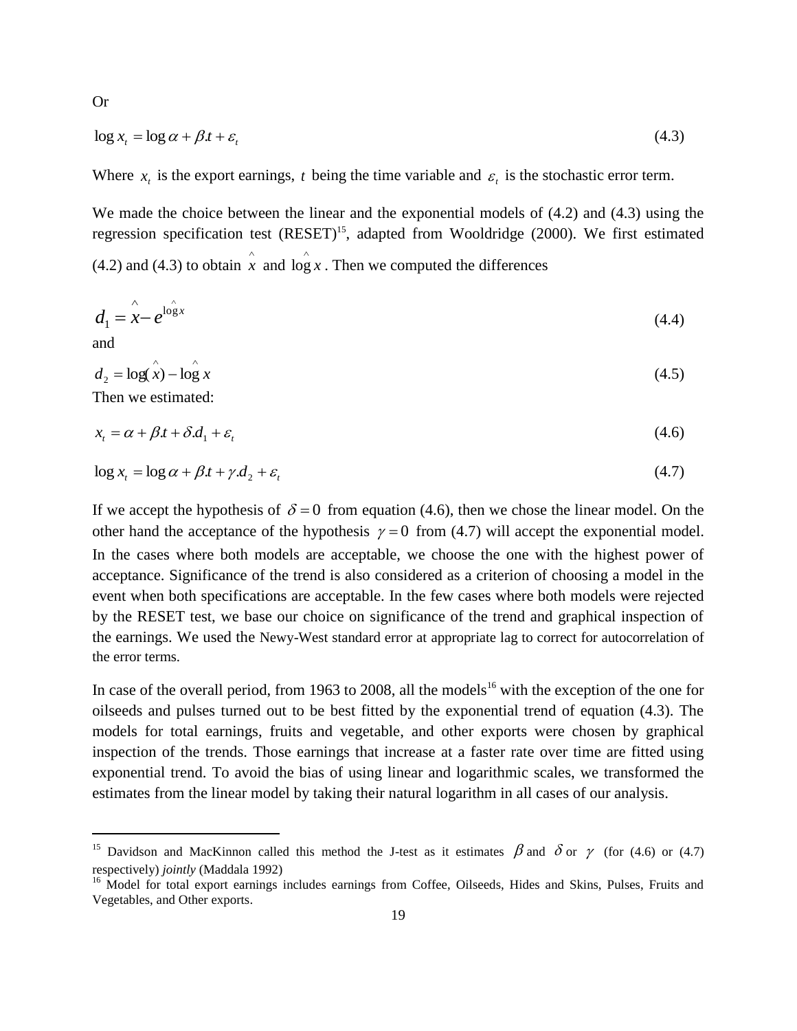Or

$$\log x_t = \log \alpha + \beta . t + \varepsilon_t \tag{4.3}$$

Where $x_t$ is the export earnings, $t$ being the time variable and $\varepsilon_t$ is the stochastic error term.

We made the choice between the linear and the exponential models of (4.2) and (4.3) using the regression specification test (RESET)[15], adapted from Wooldridge (2000). We first estimated (4.2) and (4.3) to obtain $\hat{x}$ and $\hat{\log} x$. Then we computed the differences

$$d_1 = \hat{x} - e^{\hat{\log} x} \tag{4.4}$$

and

$$d_2 = \log(\hat{x}) - \hat{\log} x \tag{4.5}$$

Then we estimated:

$$x_t = \alpha + \beta . t + \delta . d_1 + \varepsilon_t \tag{4.6}$$

$$\log x_t = \log \alpha + \beta . t + \gamma . d_2 + \varepsilon_t \tag{4.7}$$

If we accept the hypothesis of $\delta = 0$ from equation (4.6), then we chose the linear model. On the other hand the acceptance of the hypothesis $\gamma = 0$ from (4.7) will accept the exponential model. In the cases where both models are acceptable, we choose the one with the highest power of acceptance. Significance of the trend is also considered as a criterion of choosing a model in the event when both specifications are acceptable. In the few cases where both models were rejected by the RESET test, we base our choice on significance of the trend and graphical inspection of the earnings. We used the Newy-West standard error at appropriate lag to correct for autocorrelation of the error terms.

In case of the overall period, from 1963 to 2008, all the models[16] with the exception of the one for oilseeds and pulses turned out to be best fitted by the exponential trend of equation (4.3). The models for total earnings, fruits and vegetable, and other exports were chosen by graphical inspection of the trends. Those earnings that increase at a faster rate over time are fitted using exponential trend. To avoid the bias of using linear and logarithmic scales, we transformed the estimates from the linear model by taking their natural logarithm in all cases of our analysis.

---

[15] Davidson and MacKinnon called this method the J-test as it estimates $\beta$ and $\delta$ or $\gamma$ (for (4.6) or (4.7) respectively) *jointly* (Maddala 1992)

[16] Model for total export earnings includes earnings from Coffee, Oilseeds, Hides and Skins, Pulses, Fruits and Vegetables, and Other exports.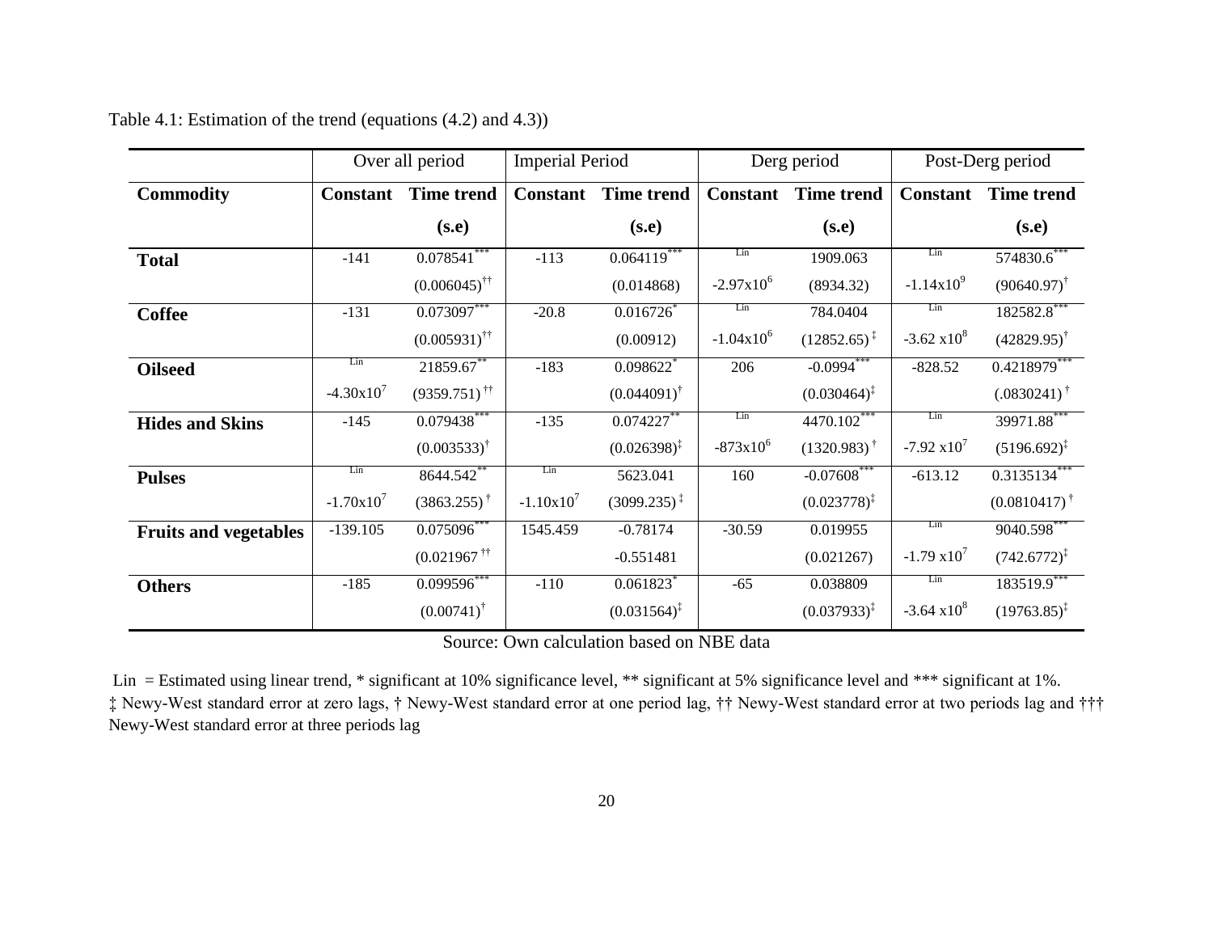Table 4.1: Estimation of the trend (equations (4.2) and 4.3))

| | Over all period | | Imperial Period | | Derg period | | Post-Derg period | |
|---|---|---|---|---|---|---|---|---|
| **Commodity** | **Constant** | **Time trend (s.e)** | **Constant** | **Time trend (s.e)** | **Constant** | **Time trend (s.e)** | **Constant** | **Time trend (s.e)** |
| **Total** | -141 | 0.078541*** | -113 | 0.064119*** | Lin | 1909.063 | Lin | 574830.6*** |
| | | (0.006045)†† | | (0.014868) | $-2.97x10^6$ | (8934.32) | $-1.14x10^9$ | (90640.97)† |
| **Coffee** | -131 | 0.073097*** | -20.8 | 0.016726* | Lin | 784.0404 | Lin | 182582.8*** |
| | | (0.005931)†† | | (0.00912) | $-1.04x10^6$ | (12852.65)‡ | $-3.62\ x10^8$ | (42829.95)† |
| **Oilseed** | Lin | 21859.67** | -183 | 0.098622* | 206 | -0.0994*** | -828.52 | 0.4218979*** |
| | $-4.30x10^7$ | (9359.751)†† | | (0.044091)† | | (0.030464)‡ | | (.0830241)† |
| **Hides and Skins** | -145 | 0.079438*** | -135 | 0.074227** | Lin | 4470.102*** | Lin | 39971.88*** |
| | | (0.003533)† | | (0.026398)‡ | $-873x10^6$ | (1320.983)† | $-7.92\ x10^7$ | (5196.692)‡ |
| **Pulses** | Lin | 8644.542** | Lin | 5623.041 | 160 | -0.07608*** | -613.12 | 0.3135134*** |
| | $-1.70x10^7$ | (3863.255)† | $-1.10x10^7$ | (3099.235)‡ | | (0.023778)‡ | | (0.0810417)† |
| **Fruits and vegetables** | -139.105 | 0.075096*** | 1545.459 | -0.78174 | -30.59 | 0.019955 | Lin | 9040.598*** |
| | | (0.021967†† | | -0.551481 | | (0.021267) | $-1.79\ x10^7$ | (742.6772)‡ |
| **Others** | -185 | 0.099596*** | -110 | 0.061823* | -65 | 0.038809 | Lin | 183519.9*** |
| | | (0.00741)† | | (0.031564)‡ | | (0.037933)‡ | $-3.64\ x10^8$ | (19763.85)‡ |

Source: Own calculation based on NBE data

Lin = Estimated using linear trend, * significant at 10% significance level, ** significant at 5% significance level and *** significant at 1%.
‡ Newy-West standard error at zero lags, † Newy-West standard error at one period lag, †† Newy-West standard error at two periods lag and ††† Newy-West standard error at three periods lag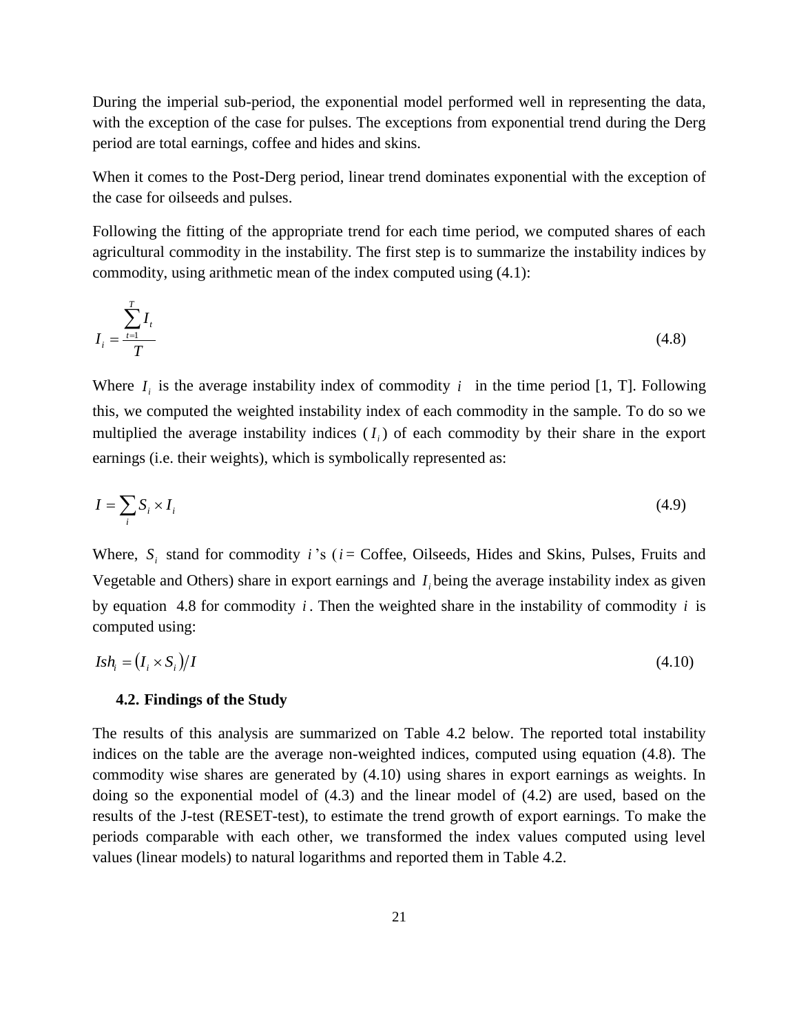During the imperial sub-period, the exponential model performed well in representing the data, with the exception of the case for pulses. The exceptions from exponential trend during the Derg period are total earnings, coffee and hides and skins.

When it comes to the Post-Derg period, linear trend dominates exponential with the exception of the case for oilseeds and pulses.

Following the fitting of the appropriate trend for each time period, we computed shares of each agricultural commodity in the instability. The first step is to summarize the instability indices by commodity, using arithmetic mean of the index computed using (4.1):

$$I_i = \frac{\sum_{t=1}^{T} I_t}{T} \tag{4.8}$$

Where $I_i$ is the average instability index of commodity $i$ in the time period [1, T]. Following this, we computed the weighted instability index of each commodity in the sample. To do so we multiplied the average instability indices ($I_i$) of each commodity by their share in the export earnings (i.e. their weights), which is symbolically represented as:

$$I = \sum_i S_i \times I_i \tag{4.9}$$

Where, $S_i$ stand for commodity $i$'s ($i$ = Coffee, Oilseeds, Hides and Skins, Pulses, Fruits and Vegetable and Others) share in export earnings and $I_i$ being the average instability index as given by equation 4.8 for commodity $i$. Then the weighted share in the instability of commodity $i$ is computed using:

$$Ish_i = (I_i \times S_i)/I \tag{4.10}$$

### 4.2. Findings of the Study

The results of this analysis are summarized on Table 4.2 below. The reported total instability indices on the table are the average non-weighted indices, computed using equation (4.8). The commodity wise shares are generated by (4.10) using shares in export earnings as weights. In doing so the exponential model of (4.3) and the linear model of (4.2) are used, based on the results of the J-test (RESET-test), to estimate the trend growth of export earnings. To make the periods comparable with each other, we transformed the index values computed using level values (linear models) to natural logarithms and reported them in Table 4.2.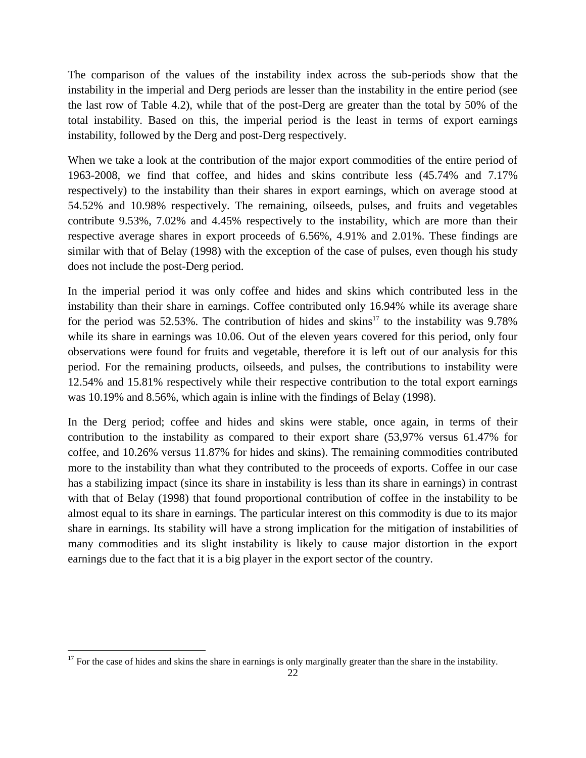The comparison of the values of the instability index across the sub-periods show that the instability in the imperial and Derg periods are lesser than the instability in the entire period (see the last row of Table 4.2), while that of the post-Derg are greater than the total by 50% of the total instability. Based on this, the imperial period is the least in terms of export earnings instability, followed by the Derg and post-Derg respectively.

When we take a look at the contribution of the major export commodities of the entire period of 1963-2008, we find that coffee, and hides and skins contribute less (45.74% and 7.17% respectively) to the instability than their shares in export earnings, which on average stood at 54.52% and 10.98% respectively. The remaining, oilseeds, pulses, and fruits and vegetables contribute 9.53%, 7.02% and 4.45% respectively to the instability, which are more than their respective average shares in export proceeds of 6.56%, 4.91% and 2.01%. These findings are similar with that of Belay (1998) with the exception of the case of pulses, even though his study does not include the post-Derg period.

In the imperial period it was only coffee and hides and skins which contributed less in the instability than their share in earnings. Coffee contributed only 16.94% while its average share for the period was 52.53%. The contribution of hides and skins[17] to the instability was 9.78% while its share in earnings was 10.06. Out of the eleven years covered for this period, only four observations were found for fruits and vegetable, therefore it is left out of our analysis for this period. For the remaining products, oilseeds, and pulses, the contributions to instability were 12.54% and 15.81% respectively while their respective contribution to the total export earnings was 10.19% and 8.56%, which again is inline with the findings of Belay (1998).

In the Derg period; coffee and hides and skins were stable, once again, in terms of their contribution to the instability as compared to their export share (53,97% versus 61.47% for coffee, and 10.26% versus 11.87% for hides and skins). The remaining commodities contributed more to the instability than what they contributed to the proceeds of exports. Coffee in our case has a stabilizing impact (since its share in instability is less than its share in earnings) in contrast with that of Belay (1998) that found proportional contribution of coffee in the instability to be almost equal to its share in earnings. The particular interest on this commodity is due to its major share in earnings. Its stability will have a strong implication for the mitigation of instabilities of many commodities and its slight instability is likely to cause major distortion in the export earnings due to the fact that it is a big player in the export sector of the country.

[17] For the case of hides and skins the share in earnings is only marginally greater than the share in the instability.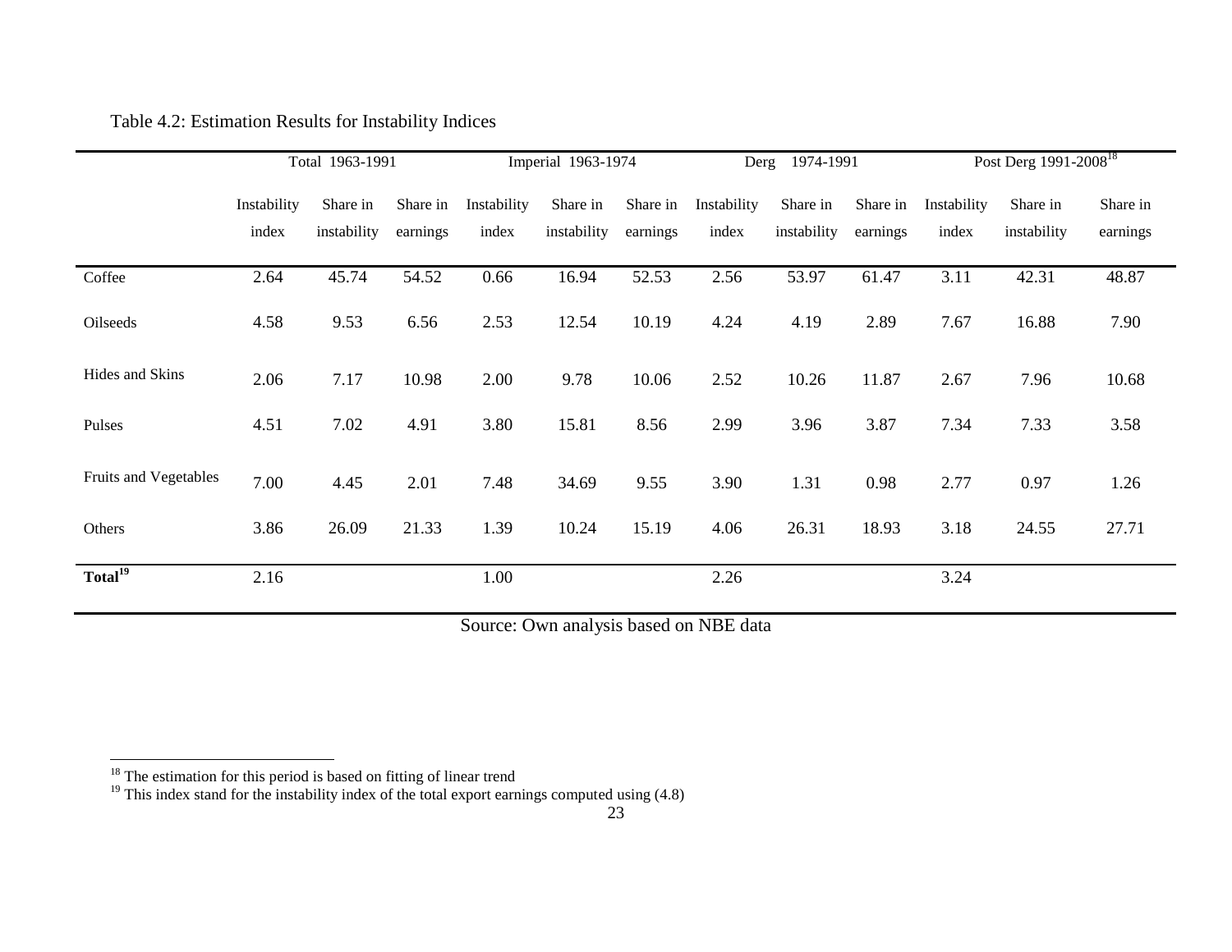Table 4.2: Estimation Results for Instability Indices

| | Total 1963-1991 | | | Imperial 1963-1974 | | | Derg 1974-1991 | | | Post Derg 1991-2008[18] | | |
|---|---|---|---|---|---|---|---|---|---|---|---|---|
| | Instability index | Share in instability | Share in earnings | Instability index | Share in instability | Share in earnings | Instability index | Share in instability | Share in earnings | Instability index | Share in instability | Share in earnings |
| Coffee | 2.64 | 45.74 | 54.52 | 0.66 | 16.94 | 52.53 | 2.56 | 53.97 | 61.47 | 3.11 | 42.31 | 48.87 |
| Oilseeds | 4.58 | 9.53 | 6.56 | 2.53 | 12.54 | 10.19 | 4.24 | 4.19 | 2.89 | 7.67 | 16.88 | 7.90 |
| Hides and Skins | 2.06 | 7.17 | 10.98 | 2.00 | 9.78 | 10.06 | 2.52 | 10.26 | 11.87 | 2.67 | 7.96 | 10.68 |
| Pulses | 4.51 | 7.02 | 4.91 | 3.80 | 15.81 | 8.56 | 2.99 | 3.96 | 3.87 | 7.34 | 7.33 | 3.58 |
| Fruits and Vegetables | 7.00 | 4.45 | 2.01 | 7.48 | 34.69 | 9.55 | 3.90 | 1.31 | 0.98 | 2.77 | 0.97 | 1.26 |
| Others | 3.86 | 26.09 | 21.33 | 1.39 | 10.24 | 15.19 | 4.06 | 26.31 | 18.93 | 3.18 | 24.55 | 27.71 |
| **Total[19]** | 2.16 | | | 1.00 | | | 2.26 | | | 3.24 | | |

Source: Own analysis based on NBE data

[18] The estimation for this period is based on fitting of linear trend

[19] This index stand for the instability index of the total export earnings computed using (4.8)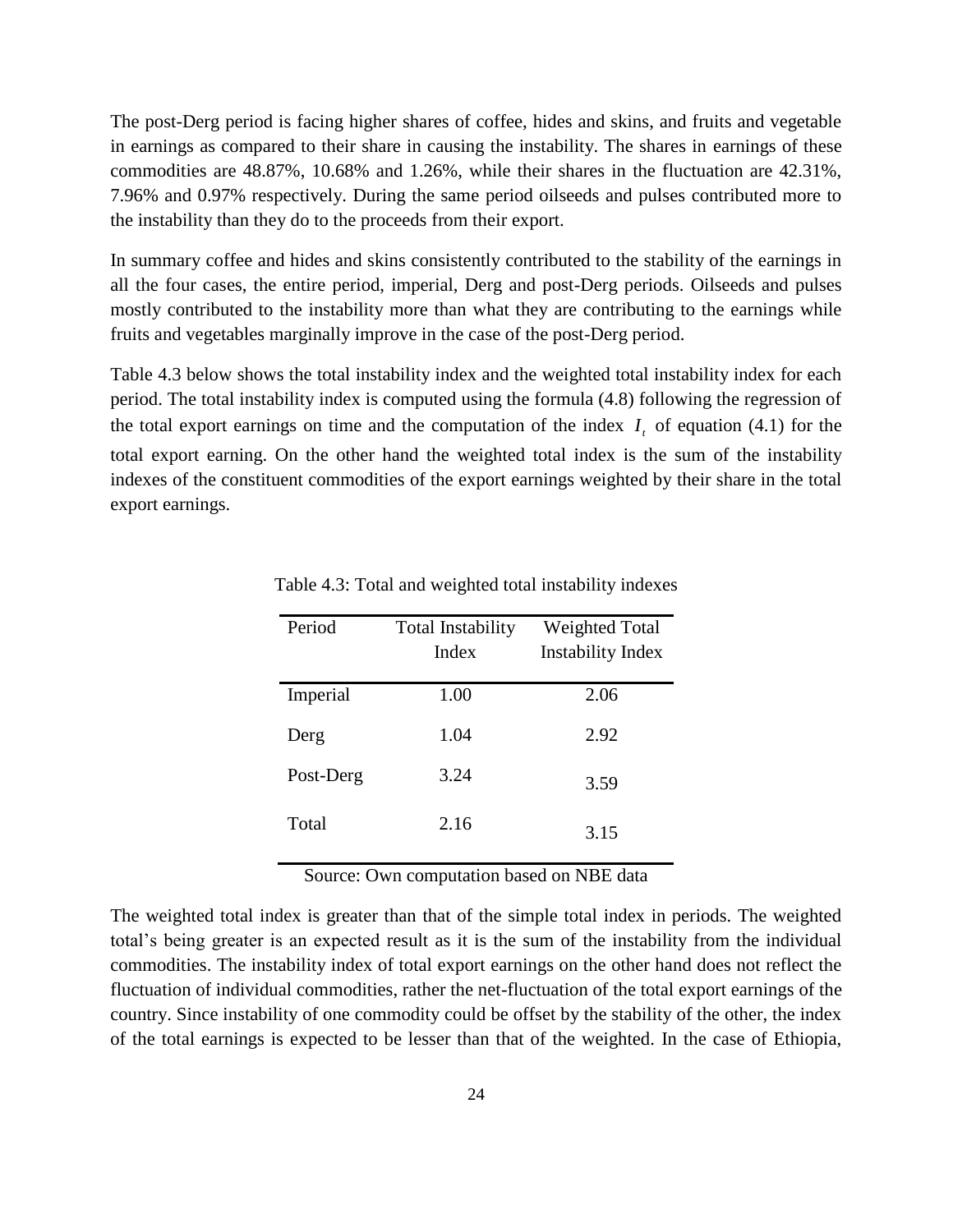The post-Derg period is facing higher shares of coffee, hides and skins, and fruits and vegetable in earnings as compared to their share in causing the instability. The shares in earnings of these commodities are 48.87%, 10.68% and 1.26%, while their shares in the fluctuation are 42.31%, 7.96% and 0.97% respectively. During the same period oilseeds and pulses contributed more to the instability than they do to the proceeds from their export.

In summary coffee and hides and skins consistently contributed to the stability of the earnings in all the four cases, the entire period, imperial, Derg and post-Derg periods. Oilseeds and pulses mostly contributed to the instability more than what they are contributing to the earnings while fruits and vegetables marginally improve in the case of the post-Derg period.

Table 4.3 below shows the total instability index and the weighted total instability index for each period. The total instability index is computed using the formula (4.8) following the regression of the total export earnings on time and the computation of the index $I_t$ of equation (4.1) for the total export earning. On the other hand the weighted total index is the sum of the instability indexes of the constituent commodities of the export earnings weighted by their share in the total export earnings.

Table 4.3: Total and weighted total instability indexes

| Period | Total Instability Index | Weighted Total Instability Index |
|---|---|---|
| Imperial | 1.00 | 2.06 |
| Derg | 1.04 | 2.92 |
| Post-Derg | 3.24 | 3.59 |
| Total | 2.16 | 3.15 |

Source: Own computation based on NBE data

The weighted total index is greater than that of the simple total index in periods. The weighted total's being greater is an expected result as it is the sum of the instability from the individual commodities. The instability index of total export earnings on the other hand does not reflect the fluctuation of individual commodities, rather the net-fluctuation of the total export earnings of the country. Since instability of one commodity could be offset by the stability of the other, the index of the total earnings is expected to be lesser than that of the weighted. In the case of Ethiopia,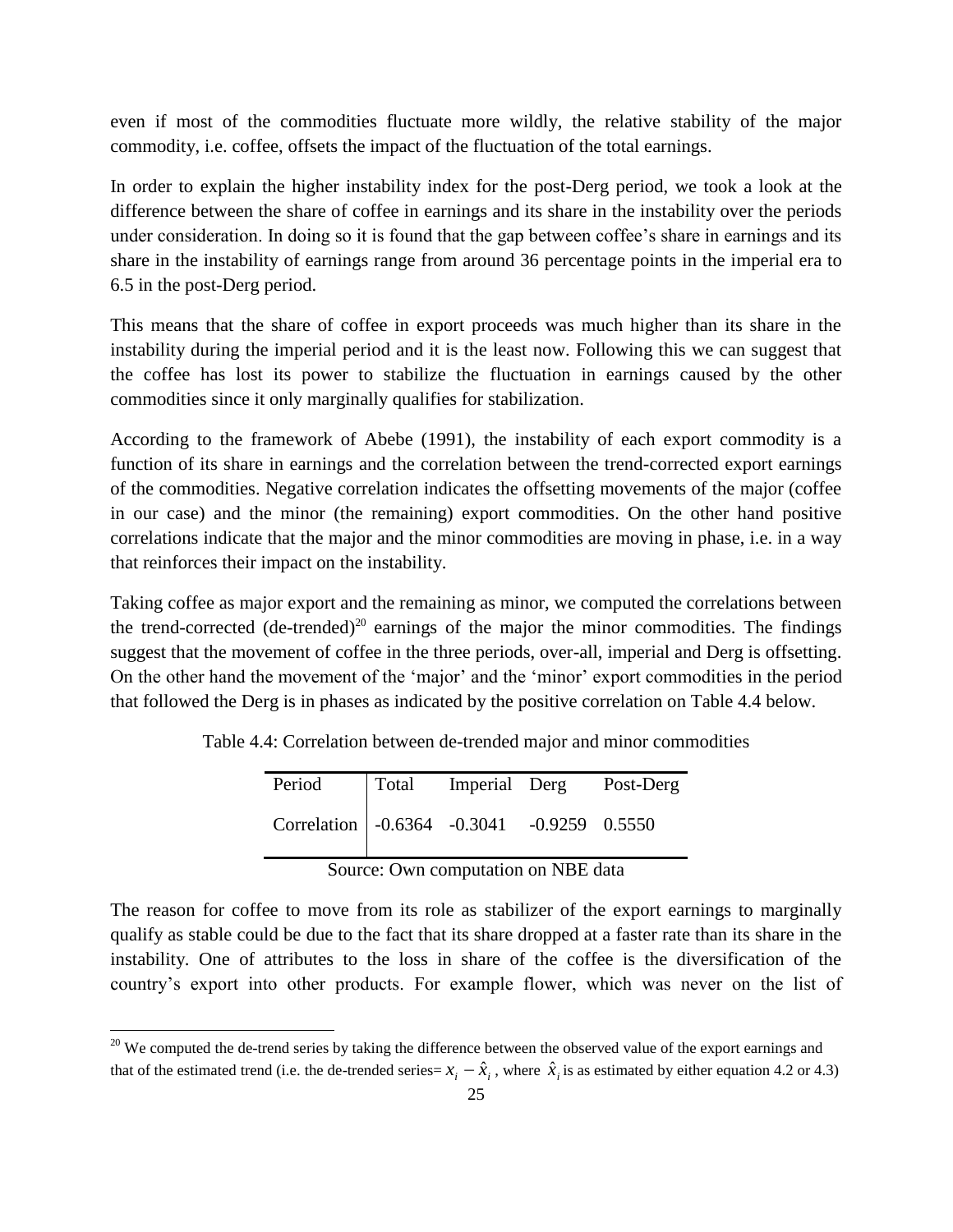even if most of the commodities fluctuate more wildly, the relative stability of the major commodity, i.e. coffee, offsets the impact of the fluctuation of the total earnings.

In order to explain the higher instability index for the post-Derg period, we took a look at the difference between the share of coffee in earnings and its share in the instability over the periods under consideration. In doing so it is found that the gap between coffee's share in earnings and its share in the instability of earnings range from around 36 percentage points in the imperial era to 6.5 in the post-Derg period.

This means that the share of coffee in export proceeds was much higher than its share in the instability during the imperial period and it is the least now. Following this we can suggest that the coffee has lost its power to stabilize the fluctuation in earnings caused by the other commodities since it only marginally qualifies for stabilization.

According to the framework of Abebe (1991), the instability of each export commodity is a function of its share in earnings and the correlation between the trend-corrected export earnings of the commodities. Negative correlation indicates the offsetting movements of the major (coffee in our case) and the minor (the remaining) export commodities. On the other hand positive correlations indicate that the major and the minor commodities are moving in phase, i.e. in a way that reinforces their impact on the instability.

Taking coffee as major export and the remaining as minor, we computed the correlations between the trend-corrected (de-trended)[20] earnings of the major the minor commodities. The findings suggest that the movement of coffee in the three periods, over-all, imperial and Derg is offsetting. On the other hand the movement of the 'major' and the 'minor' export commodities in the period that followed the Derg is in phases as indicated by the positive correlation on Table 4.4 below.

Table 4.4: Correlation between de-trended major and minor commodities

| Period | Total | Imperial | Derg | Post-Derg |
|---|---|---|---|---|
| Correlation | -0.6364 | -0.3041 | -0.9259 | 0.5550 |

Source: Own computation on NBE data

The reason for coffee to move from its role as stabilizer of the export earnings to marginally qualify as stable could be due to the fact that its share dropped at a faster rate than its share in the instability. One of attributes to the loss in share of the coffee is the diversification of the country's export into other products. For example flower, which was never on the list of

[20] We computed the de-trend series by taking the difference between the observed value of the export earnings and that of the estimated trend (i.e. the de-trended series= $x_i - \hat{x}_i$, where $\hat{x}_i$ is as estimated by either equation 4.2 or 4.3)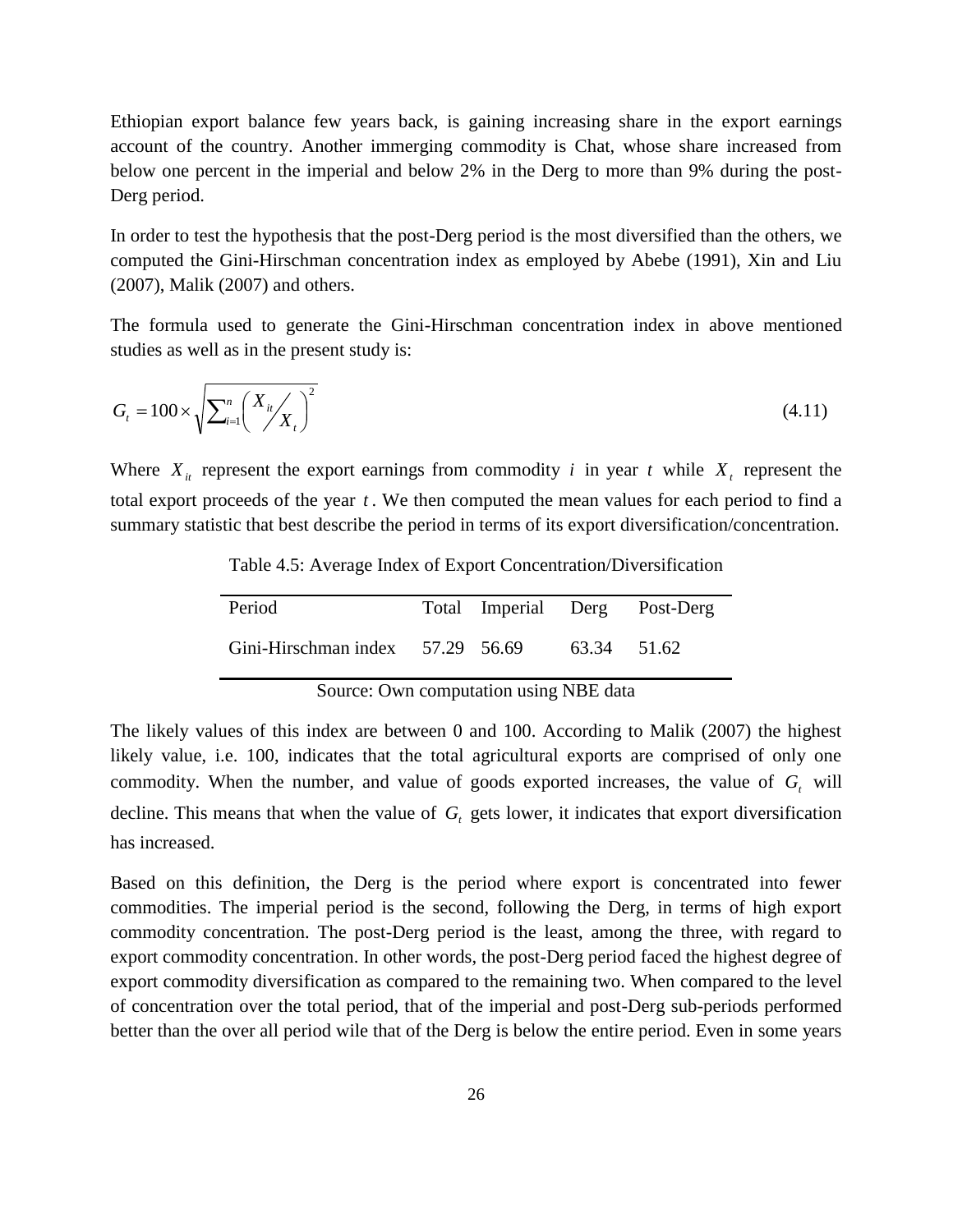Ethiopian export balance few years back, is gaining increasing share in the export earnings account of the country. Another immerging commodity is Chat, whose share increased from below one percent in the imperial and below 2% in the Derg to more than 9% during the post-Derg period.

In order to test the hypothesis that the post-Derg period is the most diversified than the others, we computed the Gini-Hirschman concentration index as employed by Abebe (1991), Xin and Liu (2007), Malik (2007) and others.

The formula used to generate the Gini-Hirschman concentration index in above mentioned studies as well as in the present study is:

$$G_t = 100 \times \sqrt{\sum_{i=1}^{n} \left( X_{it} / X_t \right)^2} \tag{4.11}$$

Where $X_{it}$ represent the export earnings from commodity $i$ in year $t$ while $X_t$ represent the total export proceeds of the year $t$. We then computed the mean values for each period to find a summary statistic that best describe the period in terms of its export diversification/concentration.

Table 4.5: Average Index of Export Concentration/Diversification

| Period | Total | Imperial | Derg | Post-Derg |
|---|---|---|---|---|
| Gini-Hirschman index | 57.29 | 56.69 | 63.34 | 51.62 |

Source: Own computation using NBE data

The likely values of this index are between 0 and 100. According to Malik (2007) the highest likely value, i.e. 100, indicates that the total agricultural exports are comprised of only one commodity. When the number, and value of goods exported increases, the value of $G_t$ will decline. This means that when the value of $G_t$ gets lower, it indicates that export diversification has increased.

Based on this definition, the Derg is the period where export is concentrated into fewer commodities. The imperial period is the second, following the Derg, in terms of high export commodity concentration. The post-Derg period is the least, among the three, with regard to export commodity concentration. In other words, the post-Derg period faced the highest degree of export commodity diversification as compared to the remaining two. When compared to the level of concentration over the total period, that of the imperial and post-Derg sub-periods performed better than the over all period wile that of the Derg is below the entire period. Even in some years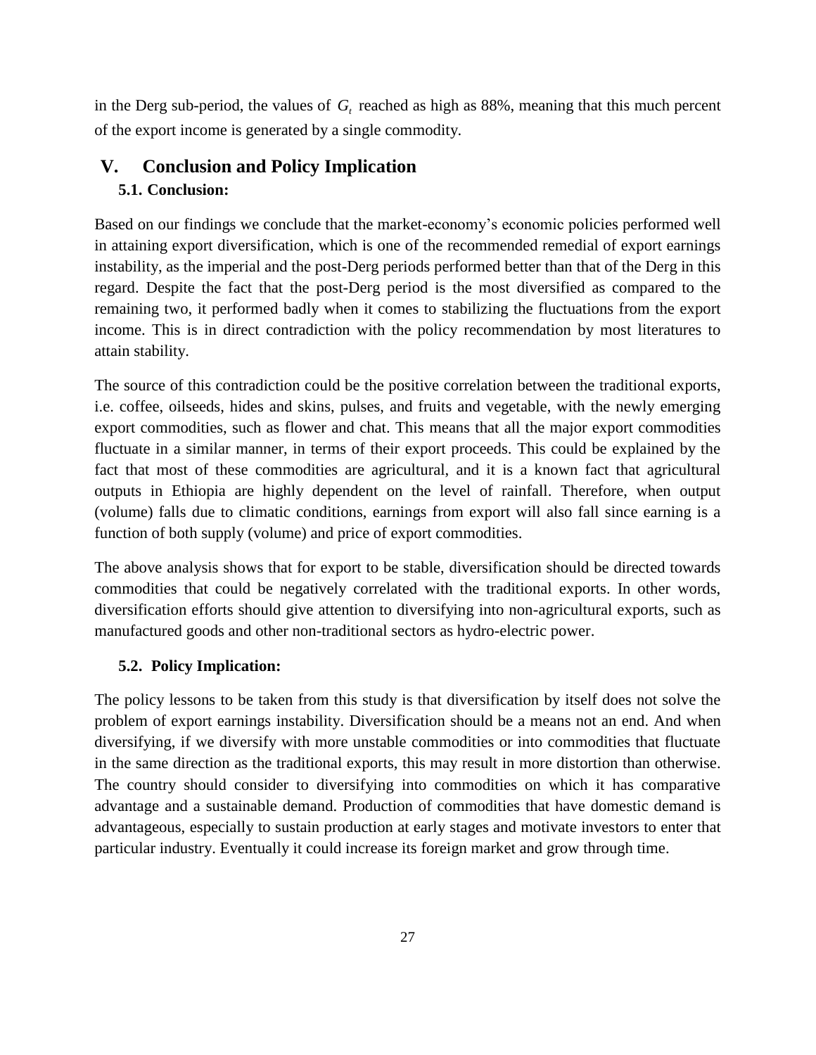in the Derg sub-period, the values of $G_t$ reached as high as 88%, meaning that this much percent of the export income is generated by a single commodity.

# V. Conclusion and Policy Implication

## 5.1. Conclusion:

Based on our findings we conclude that the market-economy's economic policies performed well in attaining export diversification, which is one of the recommended remedial of export earnings instability, as the imperial and the post-Derg periods performed better than that of the Derg in this regard. Despite the fact that the post-Derg period is the most diversified as compared to the remaining two, it performed badly when it comes to stabilizing the fluctuations from the export income. This is in direct contradiction with the policy recommendation by most literatures to attain stability.

The source of this contradiction could be the positive correlation between the traditional exports, i.e. coffee, oilseeds, hides and skins, pulses, and fruits and vegetable, with the newly emerging export commodities, such as flower and chat. This means that all the major export commodities fluctuate in a similar manner, in terms of their export proceeds. This could be explained by the fact that most of these commodities are agricultural, and it is a known fact that agricultural outputs in Ethiopia are highly dependent on the level of rainfall. Therefore, when output (volume) falls due to climatic conditions, earnings from export will also fall since earning is a function of both supply (volume) and price of export commodities.

The above analysis shows that for export to be stable, diversification should be directed towards commodities that could be negatively correlated with the traditional exports. In other words, diversification efforts should give attention to diversifying into non-agricultural exports, such as manufactured goods and other non-traditional sectors as hydro-electric power.

## 5.2. Policy Implication:

The policy lessons to be taken from this study is that diversification by itself does not solve the problem of export earnings instability. Diversification should be a means not an end. And when diversifying, if we diversify with more unstable commodities or into commodities that fluctuate in the same direction as the traditional exports, this may result in more distortion than otherwise. The country should consider to diversifying into commodities on which it has comparative advantage and a sustainable demand. Production of commodities that have domestic demand is advantageous, especially to sustain production at early stages and motivate investors to enter that particular industry. Eventually it could increase its foreign market and grow through time.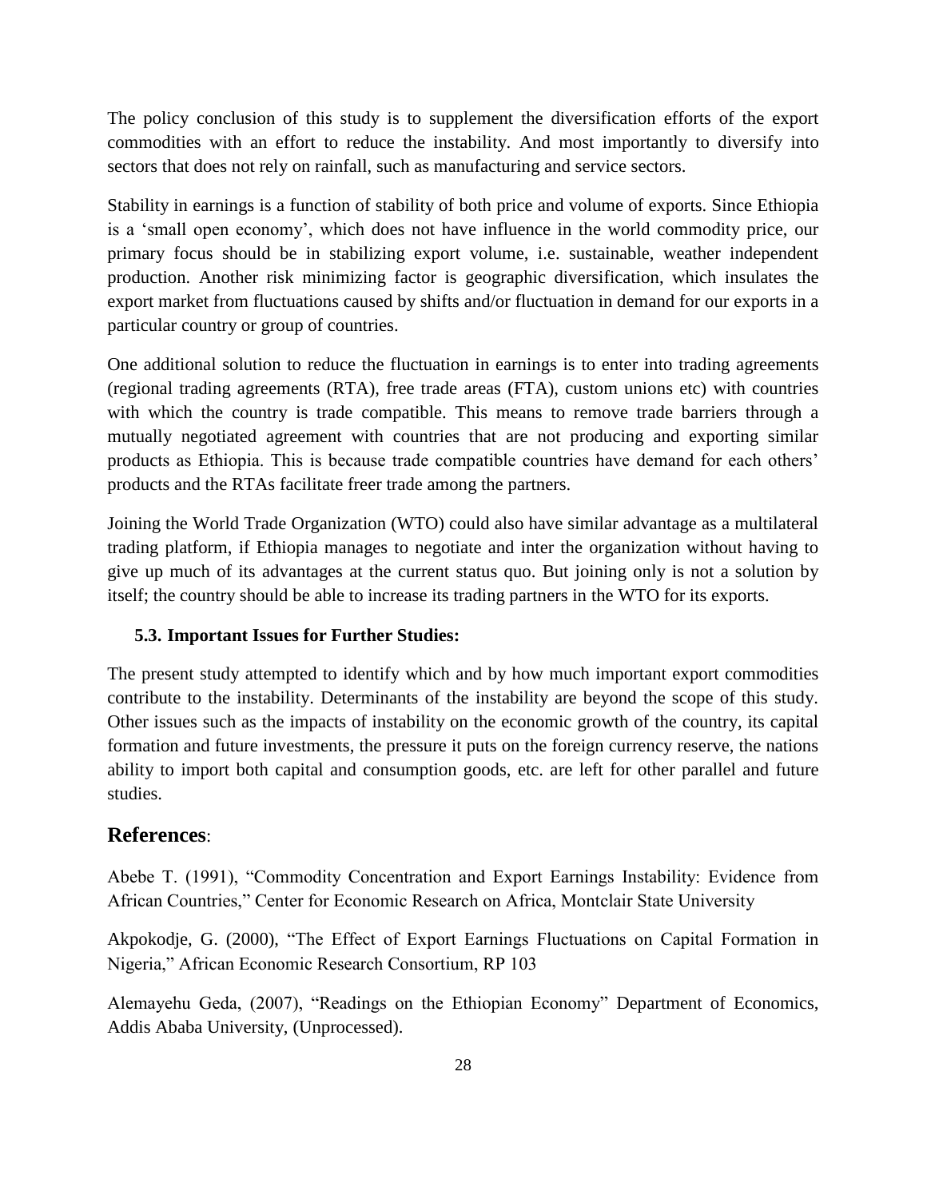The policy conclusion of this study is to supplement the diversification efforts of the export commodities with an effort to reduce the instability. And most importantly to diversify into sectors that does not rely on rainfall, such as manufacturing and service sectors.

Stability in earnings is a function of stability of both price and volume of exports. Since Ethiopia is a 'small open economy', which does not have influence in the world commodity price, our primary focus should be in stabilizing export volume, i.e. sustainable, weather independent production. Another risk minimizing factor is geographic diversification, which insulates the export market from fluctuations caused by shifts and/or fluctuation in demand for our exports in a particular country or group of countries.

One additional solution to reduce the fluctuation in earnings is to enter into trading agreements (regional trading agreements (RTA), free trade areas (FTA), custom unions etc) with countries with which the country is trade compatible. This means to remove trade barriers through a mutually negotiated agreement with countries that are not producing and exporting similar products as Ethiopia. This is because trade compatible countries have demand for each others' products and the RTAs facilitate freer trade among the partners.

Joining the World Trade Organization (WTO) could also have similar advantage as a multilateral trading platform, if Ethiopia manages to negotiate and inter the organization without having to give up much of its advantages at the current status quo. But joining only is not a solution by itself; the country should be able to increase its trading partners in the WTO for its exports.

### 5.3. Important Issues for Further Studies:

The present study attempted to identify which and by how much important export commodities contribute to the instability. Determinants of the instability are beyond the scope of this study. Other issues such as the impacts of instability on the economic growth of the country, its capital formation and future investments, the pressure it puts on the foreign currency reserve, the nations ability to import both capital and consumption goods, etc. are left for other parallel and future studies.

## References:

Abebe T. (1991), "Commodity Concentration and Export Earnings Instability: Evidence from African Countries," Center for Economic Research on Africa, Montclair State University

Akpokodje, G. (2000), "The Effect of Export Earnings Fluctuations on Capital Formation in Nigeria," African Economic Research Consortium, RP 103

Alemayehu Geda, (2007), "Readings on the Ethiopian Economy" Department of Economics, Addis Ababa University, (Unprocessed).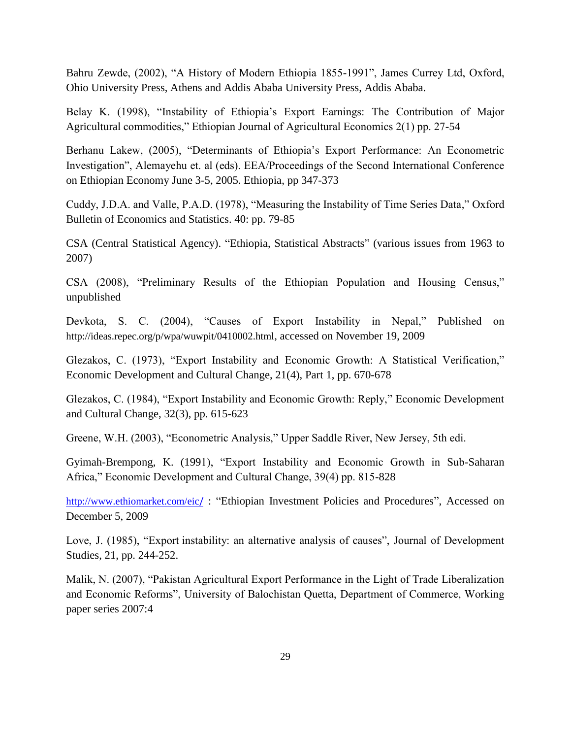Bahru Zewde, (2002), "A History of Modern Ethiopia 1855-1991", James Currey Ltd, Oxford, Ohio University Press, Athens and Addis Ababa University Press, Addis Ababa.

Belay K. (1998), "Instability of Ethiopia's Export Earnings: The Contribution of Major Agricultural commodities," Ethiopian Journal of Agricultural Economics 2(1) pp. 27-54

Berhanu Lakew, (2005), "Determinants of Ethiopia's Export Performance: An Econometric Investigation", Alemayehu et. al (eds). EEA/Proceedings of the Second International Conference on Ethiopian Economy June 3-5, 2005. Ethiopia, pp 347-373

Cuddy, J.D.A. and Valle, P.A.D. (1978), "Measuring the Instability of Time Series Data," Oxford Bulletin of Economics and Statistics. 40: pp. 79-85

CSA (Central Statistical Agency). "Ethiopia, Statistical Abstracts" (various issues from 1963 to 2007)

CSA (2008), "Preliminary Results of the Ethiopian Population and Housing Census," unpublished

Devkota, S. C. (2004), "Causes of Export Instability in Nepal," Published on http://ideas.repec.org/p/wpa/wuwpit/0410002.html, accessed on November 19, 2009

Glezakos, C. (1973), "Export Instability and Economic Growth: A Statistical Verification," Economic Development and Cultural Change, 21(4), Part 1, pp. 670-678

Glezakos, C. (1984), "Export Instability and Economic Growth: Reply," Economic Development and Cultural Change, 32(3), pp. 615-623

Greene, W.H. (2003), "Econometric Analysis," Upper Saddle River, New Jersey, 5th edi.

Gyimah-Brempong, K. (1991), "Export Instability and Economic Growth in Sub-Saharan Africa," Economic Development and Cultural Change, 39(4) pp. 815-828

http://www.ethiomarket.com/eic/ : "Ethiopian Investment Policies and Procedures", Accessed on December 5, 2009

Love, J. (1985), "Export instability: an alternative analysis of causes", Journal of Development Studies, 21, pp. 244-252.

Malik, N. (2007), "Pakistan Agricultural Export Performance in the Light of Trade Liberalization and Economic Reforms", University of Balochistan Quetta, Department of Commerce, Working paper series 2007:4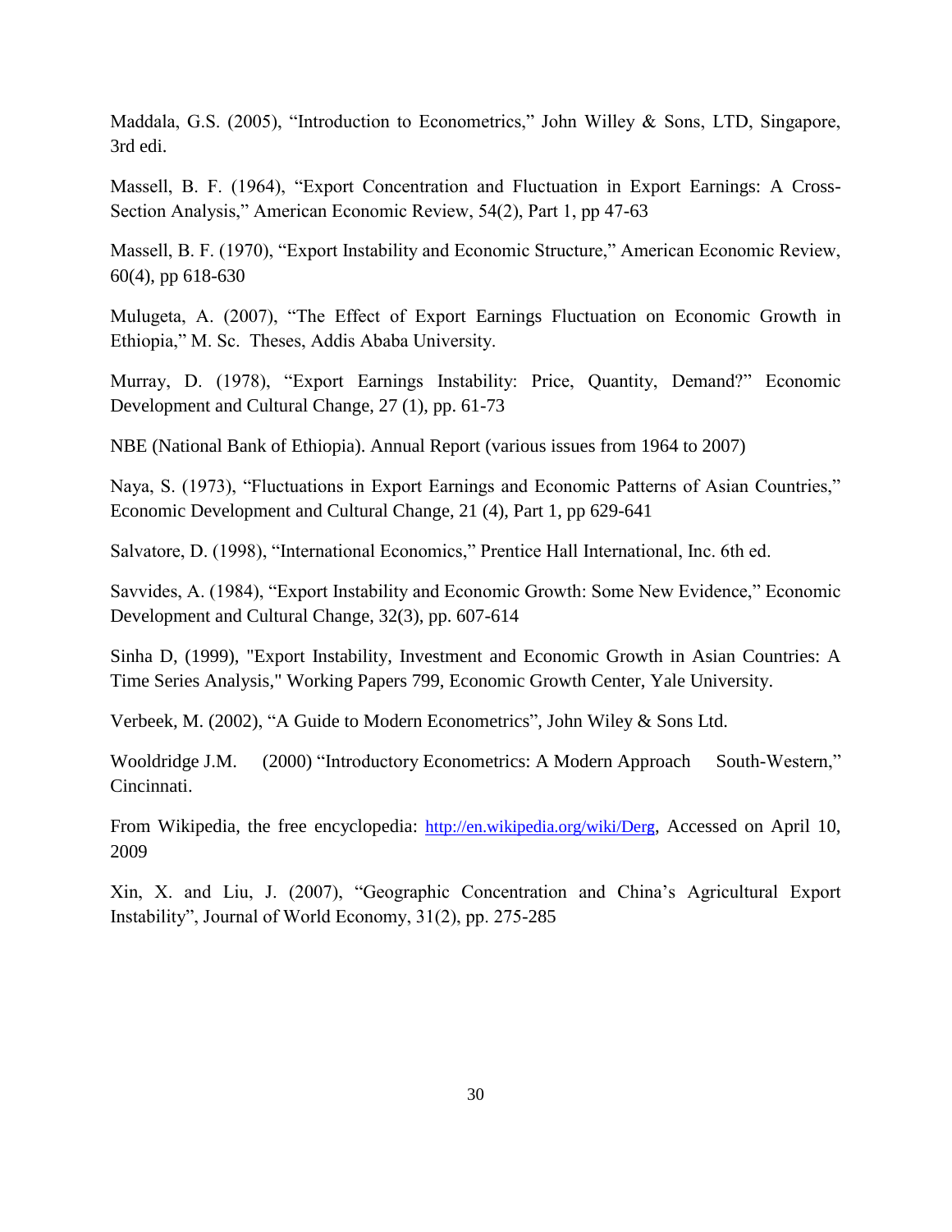Maddala, G.S. (2005), “Introduction to Econometrics,” John Willey & Sons, LTD, Singapore, 3rd edi.

Massell, B. F. (1964), “Export Concentration and Fluctuation in Export Earnings: A Cross-Section Analysis,” American Economic Review, 54(2), Part 1, pp 47-63

Massell, B. F. (1970), “Export Instability and Economic Structure,” American Economic Review, 60(4), pp 618-630

Mulugeta, A. (2007), “The Effect of Export Earnings Fluctuation on Economic Growth in Ethiopia,” M. Sc. Theses, Addis Ababa University.

Murray, D. (1978), “Export Earnings Instability: Price, Quantity, Demand?” Economic Development and Cultural Change, 27 (1), pp. 61-73

NBE (National Bank of Ethiopia). Annual Report (various issues from 1964 to 2007)

Naya, S. (1973), “Fluctuations in Export Earnings and Economic Patterns of Asian Countries,” Economic Development and Cultural Change, 21 (4), Part 1, pp 629-641

Salvatore, D. (1998), “International Economics,” Prentice Hall International, Inc. 6th ed.

Savvides, A. (1984), “Export Instability and Economic Growth: Some New Evidence,” Economic Development and Cultural Change, 32(3), pp. 607-614

Sinha D, (1999), "Export Instability, Investment and Economic Growth in Asian Countries: A Time Series Analysis," Working Papers 799, Economic Growth Center, Yale University.

Verbeek, M. (2002), “A Guide to Modern Econometrics”, John Wiley & Sons Ltd.

Wooldridge J.M. (2000) “Introductory Econometrics: A Modern Approach South-Western,” Cincinnati.

From Wikipedia, the free encyclopedia: http://en.wikipedia.org/wiki/Derg, Accessed on April 10, 2009

Xin, X. and Liu, J. (2007), “Geographic Concentration and China’s Agricultural Export Instability”, Journal of World Economy, 31(2), pp. 275-285